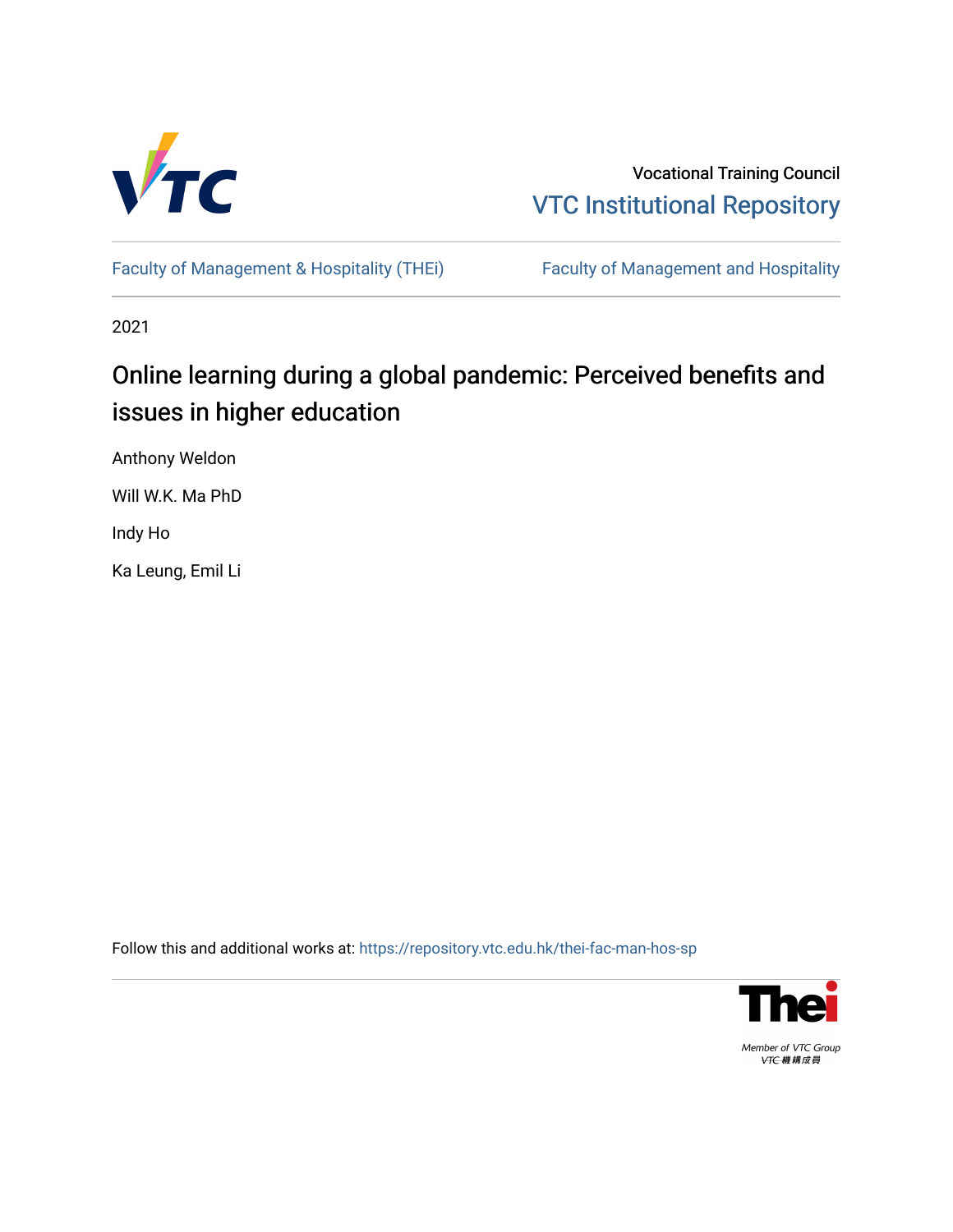Vocational Training Council

VTC Institutional Repository

Faculty of Management & Hospitality (THEi)

Faculty of Management and Hospitality

2021

# Online learning during a global pandemic: Perceived benefits and issues in higher education

Anthony Weldon

Will W.K. Ma PhD

Indy Ho

Ka Leung, Emil Li

Follow this and additional works at: https://repository.vtc.edu.hk/thei-fac-man-hos-sp

Member of VTC Group
VTC機構成員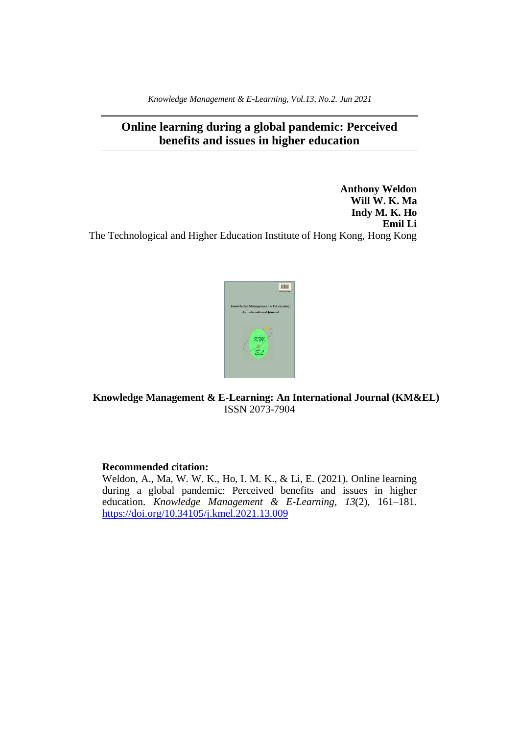*Knowledge Management & E-Learning, Vol.13, No.2. Jun 2021*

# Online learning during a global pandemic: Perceived benefits and issues in higher education

**Anthony Weldon**
**Will W. K. Ma**
**Indy M. K. Ho**
**Emil Li**

The Technological and Higher Education Institute of Hong Kong, Hong Kong

**Knowledge Management & E-Learning: An International Journal (KM&EL)**
ISSN 2073-7904

**Recommended citation:**
Weldon, A., Ma, W. W. K., Ho, I. M. K., & Li, E. (2021). Online learning during a global pandemic: Perceived benefits and issues in higher education. *Knowledge Management & E-Learning, 13*(2), 161–181. https://doi.org/10.34105/j.kmel.2021.13.009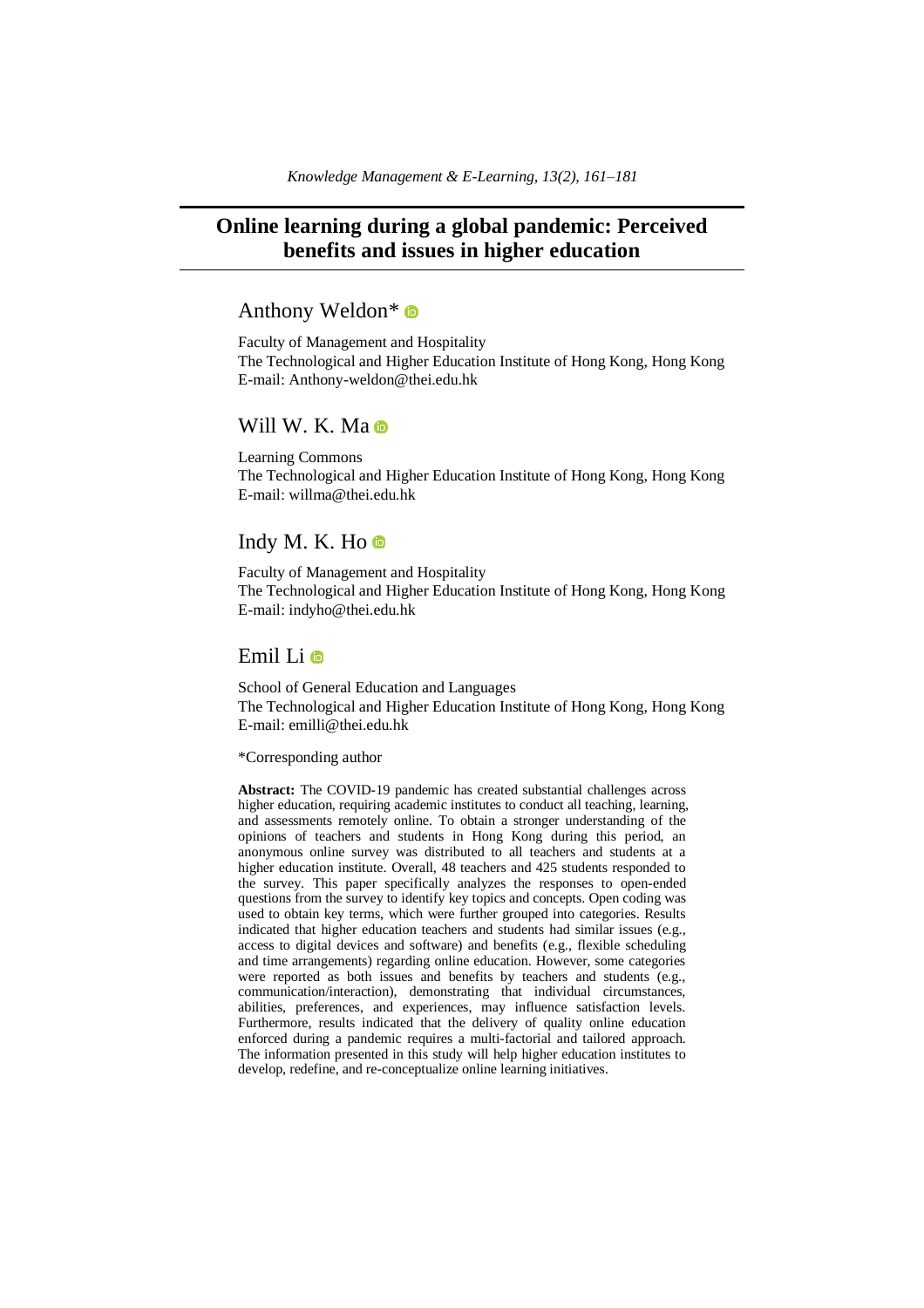# Online learning during a global pandemic: Perceived benefits and issues in higher education

Anthony Weldon*

Faculty of Management and Hospitality
The Technological and Higher Education Institute of Hong Kong, Hong Kong
E-mail: Anthony-weldon@thei.edu.hk

Will W. K. Ma

Learning Commons
The Technological and Higher Education Institute of Hong Kong, Hong Kong
E-mail: willma@thei.edu.hk

Indy M. K. Ho

Faculty of Management and Hospitality
The Technological and Higher Education Institute of Hong Kong, Hong Kong
E-mail: indyho@thei.edu.hk

Emil Li

School of General Education and Languages
The Technological and Higher Education Institute of Hong Kong, Hong Kong
E-mail: emilli@thei.edu.hk

*Corresponding author

**Abstract:** The COVID-19 pandemic has created substantial challenges across higher education, requiring academic institutes to conduct all teaching, learning, and assessments remotely online. To obtain a stronger understanding of the opinions of teachers and students in Hong Kong during this period, an anonymous online survey was distributed to all teachers and students at a higher education institute. Overall, 48 teachers and 425 students responded to the survey. This paper specifically analyzes the responses to open-ended questions from the survey to identify key topics and concepts. Open coding was used to obtain key terms, which were further grouped into categories. Results indicated that higher education teachers and students had similar issues (e.g., access to digital devices and software) and benefits (e.g., flexible scheduling and time arrangements) regarding online education. However, some categories were reported as both issues and benefits by teachers and students (e.g., communication/interaction), demonstrating that individual circumstances, abilities, preferences, and experiences, may influence satisfaction levels. Furthermore, results indicated that the delivery of quality online education enforced during a pandemic requires a multi-factorial and tailored approach. The information presented in this study will help higher education institutes to develop, redefine, and re-conceptualize online learning initiatives.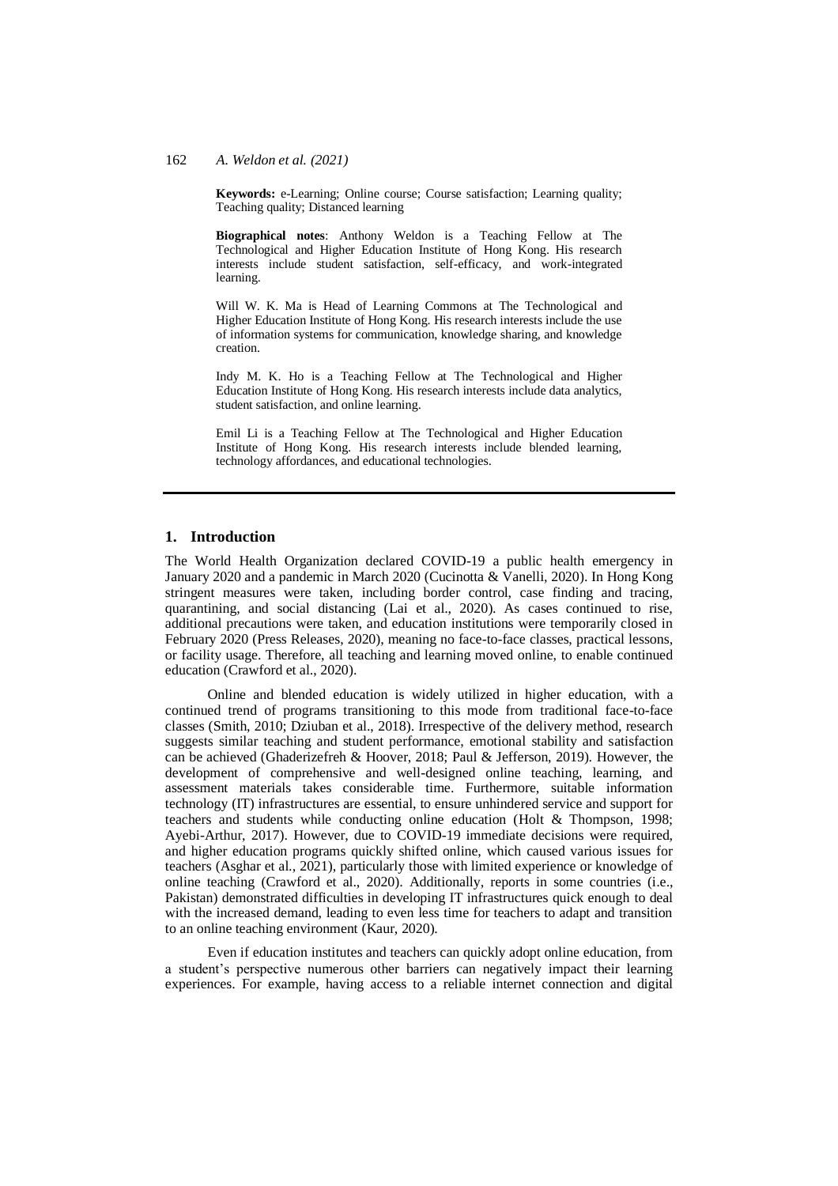**Keywords:** e-Learning; Online course; Course satisfaction; Learning quality; Teaching quality; Distanced learning

**Biographical notes**: Anthony Weldon is a Teaching Fellow at The Technological and Higher Education Institute of Hong Kong. His research interests include student satisfaction, self-efficacy, and work-integrated learning.

Will W. K. Ma is Head of Learning Commons at The Technological and Higher Education Institute of Hong Kong. His research interests include the use of information systems for communication, knowledge sharing, and knowledge creation.

Indy M. K. Ho is a Teaching Fellow at The Technological and Higher Education Institute of Hong Kong. His research interests include data analytics, student satisfaction, and online learning.

Emil Li is a Teaching Fellow at The Technological and Higher Education Institute of Hong Kong. His research interests include blended learning, technology affordances, and educational technologies.

## 1. Introduction

The World Health Organization declared COVID-19 a public health emergency in January 2020 and a pandemic in March 2020 (Cucinotta & Vanelli, 2020). In Hong Kong stringent measures were taken, including border control, case finding and tracing, quarantining, and social distancing (Lai et al., 2020). As cases continued to rise, additional precautions were taken, and education institutions were temporarily closed in February 2020 (Press Releases, 2020), meaning no face-to-face classes, practical lessons, or facility usage. Therefore, all teaching and learning moved online, to enable continued education (Crawford et al., 2020).

Online and blended education is widely utilized in higher education, with a continued trend of programs transitioning to this mode from traditional face-to-face classes (Smith, 2010; Dziuban et al., 2018). Irrespective of the delivery method, research suggests similar teaching and student performance, emotional stability and satisfaction can be achieved (Ghaderizefreh & Hoover, 2018; Paul & Jefferson, 2019). However, the development of comprehensive and well-designed online teaching, learning, and assessment materials takes considerable time. Furthermore, suitable information technology (IT) infrastructures are essential, to ensure unhindered service and support for teachers and students while conducting online education (Holt & Thompson, 1998; Ayebi-Arthur, 2017). However, due to COVID-19 immediate decisions were required, and higher education programs quickly shifted online, which caused various issues for teachers (Asghar et al., 2021), particularly those with limited experience or knowledge of online teaching (Crawford et al., 2020). Additionally, reports in some countries (i.e., Pakistan) demonstrated difficulties in developing IT infrastructures quick enough to deal with the increased demand, leading to even less time for teachers to adapt and transition to an online teaching environment (Kaur, 2020).

Even if education institutes and teachers can quickly adopt online education, from a student's perspective numerous other barriers can negatively impact their learning experiences. For example, having access to a reliable internet connection and digital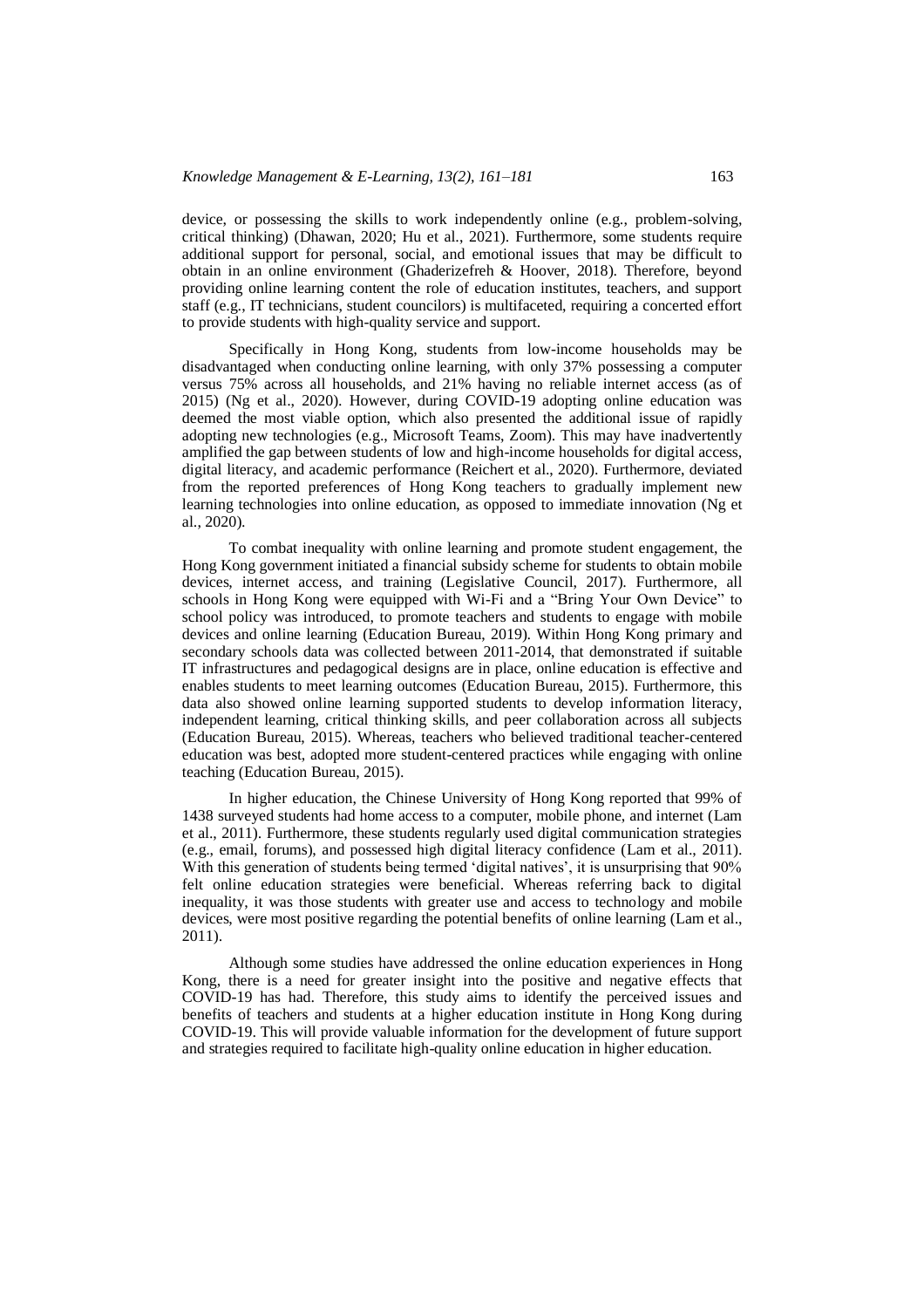device, or possessing the skills to work independently online (e.g., problem-solving, critical thinking) (Dhawan, 2020; Hu et al., 2021). Furthermore, some students require additional support for personal, social, and emotional issues that may be difficult to obtain in an online environment (Ghaderizefreh & Hoover, 2018). Therefore, beyond providing online learning content the role of education institutes, teachers, and support staff (e.g., IT technicians, student councilors) is multifaceted, requiring a concerted effort to provide students with high-quality service and support.

Specifically in Hong Kong, students from low-income households may be disadvantaged when conducting online learning, with only 37% possessing a computer versus 75% across all households, and 21% having no reliable internet access (as of 2015) (Ng et al., 2020). However, during COVID-19 adopting online education was deemed the most viable option, which also presented the additional issue of rapidly adopting new technologies (e.g., Microsoft Teams, Zoom). This may have inadvertently amplified the gap between students of low and high-income households for digital access, digital literacy, and academic performance (Reichert et al., 2020). Furthermore, deviated from the reported preferences of Hong Kong teachers to gradually implement new learning technologies into online education, as opposed to immediate innovation (Ng et al., 2020).

To combat inequality with online learning and promote student engagement, the Hong Kong government initiated a financial subsidy scheme for students to obtain mobile devices, internet access, and training (Legislative Council, 2017). Furthermore, all schools in Hong Kong were equipped with Wi-Fi and a "Bring Your Own Device" to school policy was introduced, to promote teachers and students to engage with mobile devices and online learning (Education Bureau, 2019). Within Hong Kong primary and secondary schools data was collected between 2011-2014, that demonstrated if suitable IT infrastructures and pedagogical designs are in place, online education is effective and enables students to meet learning outcomes (Education Bureau, 2015). Furthermore, this data also showed online learning supported students to develop information literacy, independent learning, critical thinking skills, and peer collaboration across all subjects (Education Bureau, 2015). Whereas, teachers who believed traditional teacher-centered education was best, adopted more student-centered practices while engaging with online teaching (Education Bureau, 2015).

In higher education, the Chinese University of Hong Kong reported that 99% of 1438 surveyed students had home access to a computer, mobile phone, and internet (Lam et al., 2011). Furthermore, these students regularly used digital communication strategies (e.g., email, forums), and possessed high digital literacy confidence (Lam et al., 2011). With this generation of students being termed 'digital natives', it is unsurprising that 90% felt online education strategies were beneficial. Whereas referring back to digital inequality, it was those students with greater use and access to technology and mobile devices, were most positive regarding the potential benefits of online learning (Lam et al., 2011).

Although some studies have addressed the online education experiences in Hong Kong, there is a need for greater insight into the positive and negative effects that COVID-19 has had. Therefore, this study aims to identify the perceived issues and benefits of teachers and students at a higher education institute in Hong Kong during COVID-19. This will provide valuable information for the development of future support and strategies required to facilitate high-quality online education in higher education.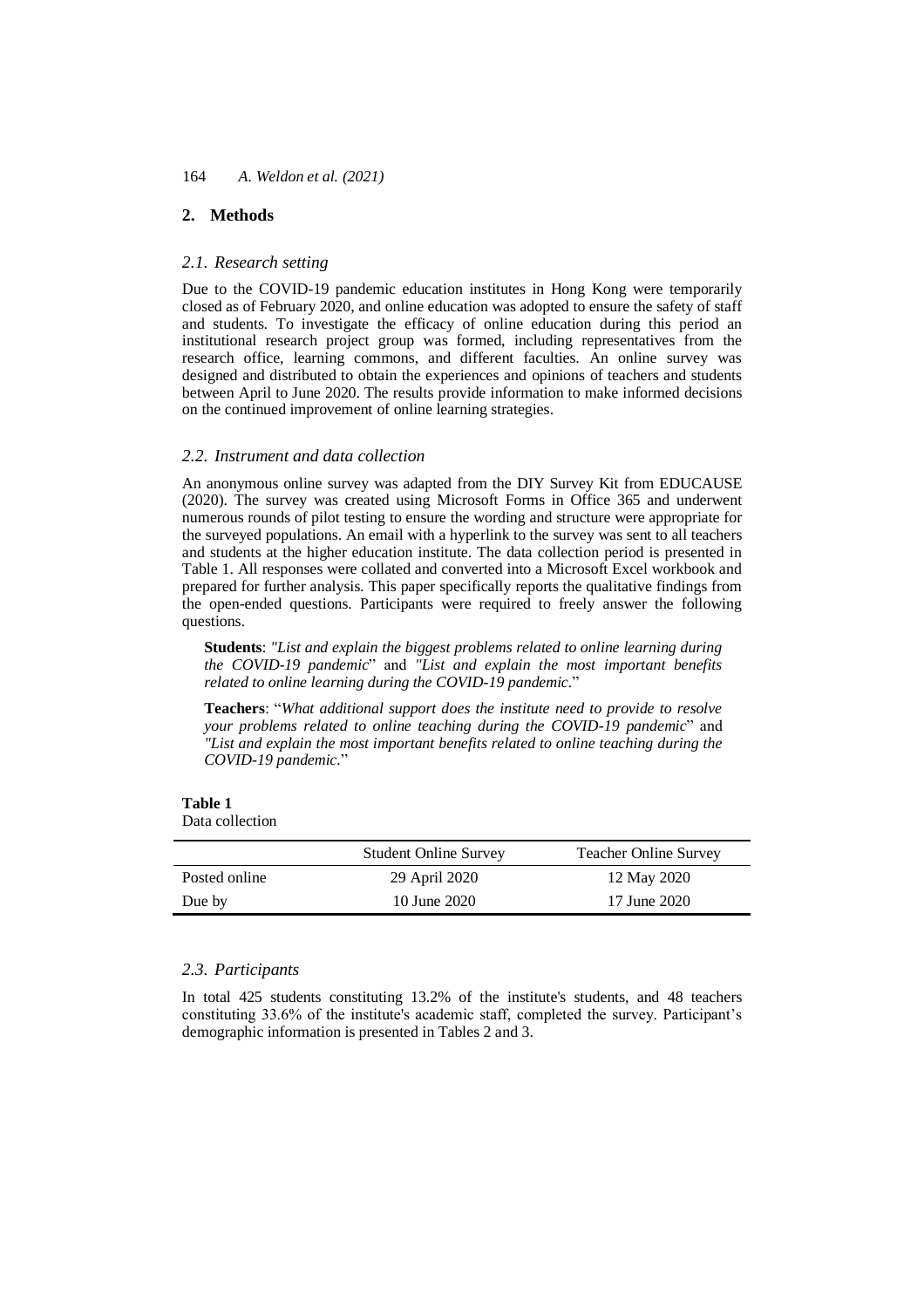## 2. Methods

### 2.1. Research setting

Due to the COVID-19 pandemic education institutes in Hong Kong were temporarily closed as of February 2020, and online education was adopted to ensure the safety of staff and students. To investigate the efficacy of online education during this period an institutional research project group was formed, including representatives from the research office, learning commons, and different faculties. An online survey was designed and distributed to obtain the experiences and opinions of teachers and students between April to June 2020. The results provide information to make informed decisions on the continued improvement of online learning strategies.

### 2.2. Instrument and data collection

An anonymous online survey was adapted from the DIY Survey Kit from EDUCAUSE (2020). The survey was created using Microsoft Forms in Office 365 and underwent numerous rounds of pilot testing to ensure the wording and structure were appropriate for the surveyed populations. An email with a hyperlink to the survey was sent to all teachers and students at the higher education institute. The data collection period is presented in Table 1. All responses were collated and converted into a Microsoft Excel workbook and prepared for further analysis. This paper specifically reports the qualitative findings from the open-ended questions. Participants were required to freely answer the following questions.

> **Students**: *"List and explain the biggest problems related to online learning during the COVID-19 pandemic*" and *"List and explain the most important benefits related to online learning during the COVID-19 pandemic*."
>
> **Teachers**: "*What additional support does the institute need to provide to resolve your problems related to online teaching during the COVID-19 pandemic*" and *"List and explain the most important benefits related to online teaching during the COVID-19 pandemic*."

**Table 1**
Data collection

| | Student Online Survey | Teacher Online Survey |
|---|---|---|
| Posted online | 29 April 2020 | 12 May 2020 |
| Due by | 10 June 2020 | 17 June 2020 |

### 2.3. Participants

In total 425 students constituting 13.2% of the institute's students, and 48 teachers constituting 33.6% of the institute's academic staff, completed the survey. Participant's demographic information is presented in Tables 2 and 3.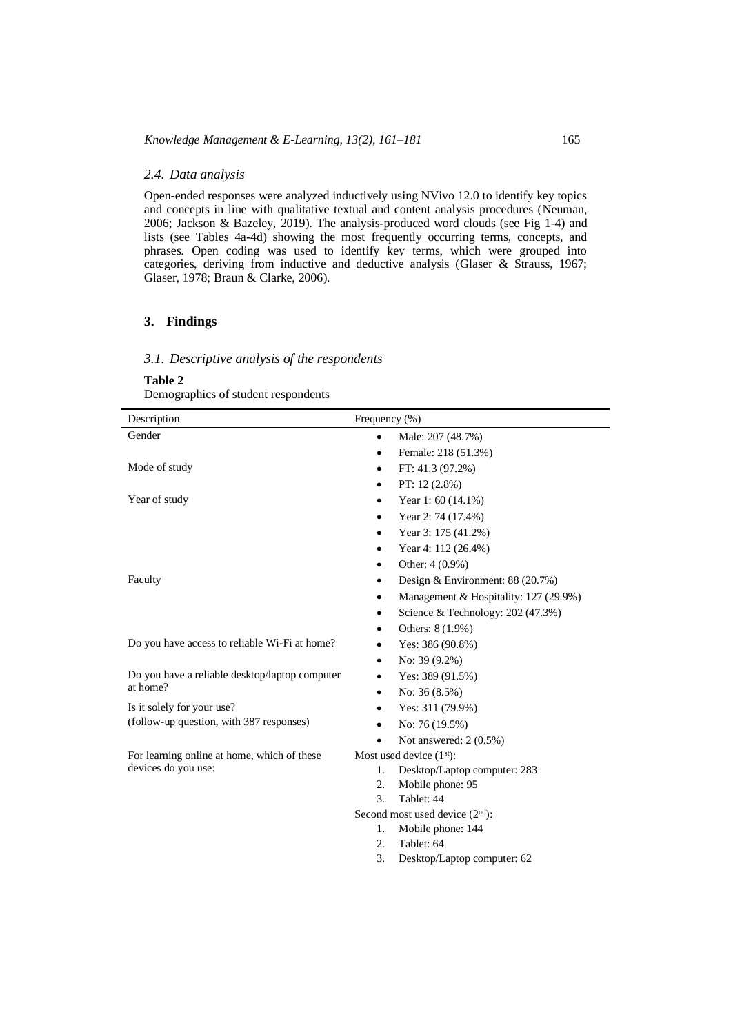### 2.4. Data analysis

Open-ended responses were analyzed inductively using NVivo 12.0 to identify key topics and concepts in line with qualitative textual and content analysis procedures (Neuman, 2006; Jackson & Bazeley, 2019). The analysis-produced word clouds (see Fig 1-4) and lists (see Tables 4a-4d) showing the most frequently occurring terms, concepts, and phrases. Open coding was used to identify key terms, which were grouped into categories, deriving from inductive and deductive analysis (Glaser & Strauss, 1967; Glaser, 1978; Braun & Clarke, 2006).

## 3. Findings

### 3.1. Descriptive analysis of the respondents

**Table 2**
Demographics of student respondents

| Description | Frequency (%) |
|---|---|
| Gender | • Male: 207 (48.7%)<br>• Female: 218 (51.3%) |
| Mode of study | • FT: 41.3 (97.2%)<br>• PT: 12 (2.8%) |
| Year of study | • Year 1: 60 (14.1%)<br>• Year 2: 74 (17.4%)<br>• Year 3: 175 (41.2%)<br>• Year 4: 112 (26.4%)<br>• Other: 4 (0.9%) |
| Faculty | • Design & Environment: 88 (20.7%)<br>• Management & Hospitality: 127 (29.9%)<br>• Science & Technology: 202 (47.3%)<br>• Others: 8 (1.9%) |
| Do you have access to reliable Wi-Fi at home? | • Yes: 386 (90.8%)<br>• No: 39 (9.2%) |
| Do you have a reliable desktop/laptop computer at home? | • Yes: 389 (91.5%)<br>• No: 36 (8.5%) |
| Is it solely for your use?<br>(follow-up question, with 387 responses) | • Yes: 311 (79.9%)<br>• No: 76 (19.5%)<br>• Not answered: 2 (0.5%) |
| For learning online at home, which of these devices do you use: | Most used device (1st):<br>1. Desktop/Laptop computer: 283<br>2. Mobile phone: 95<br>3. Tablet: 44<br>Second most used device (2nd):<br>1. Mobile phone: 144<br>2. Tablet: 64<br>3. Desktop/Laptop computer: 62 |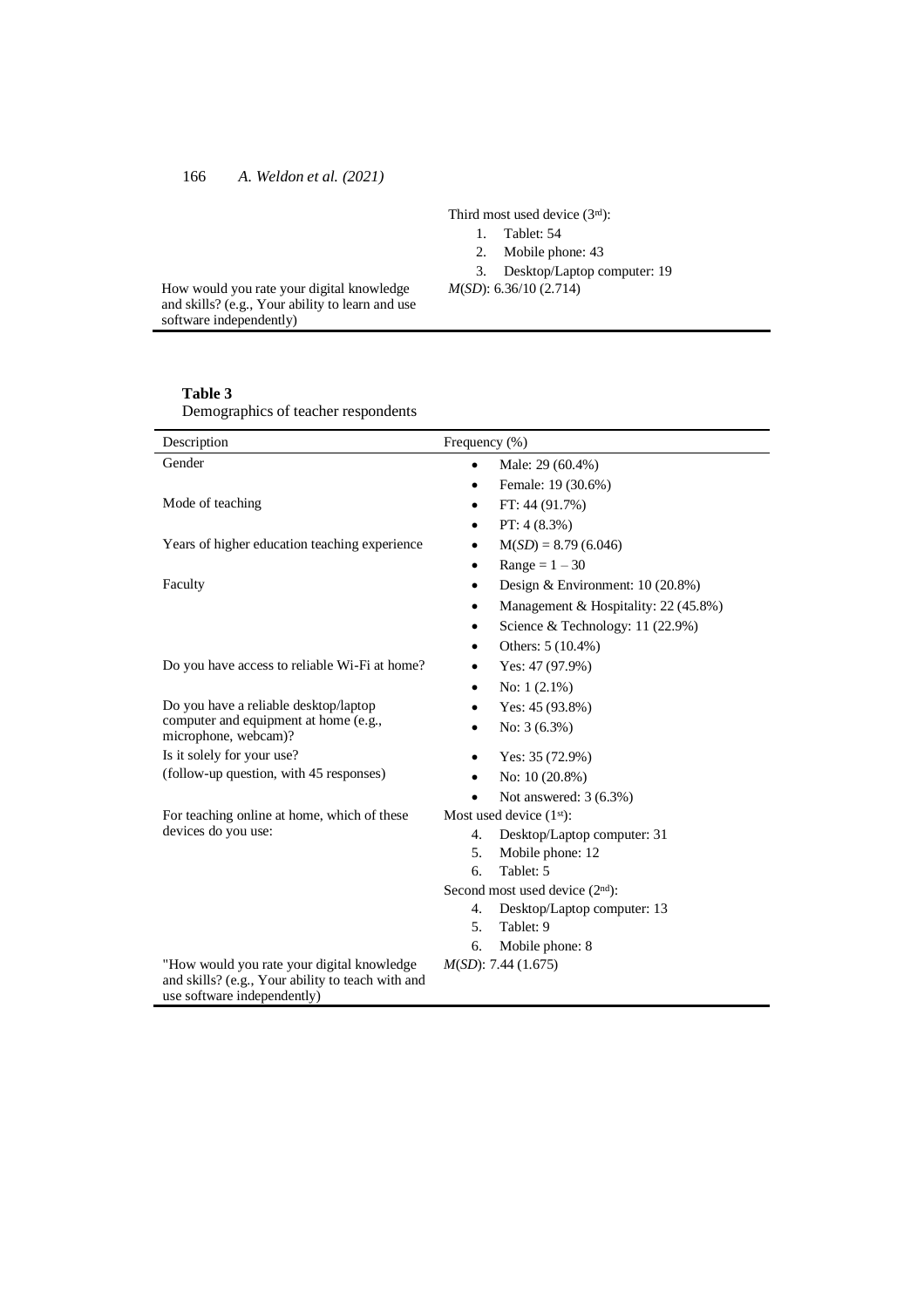| | |
|---|---|
| | Third most used device (3rd):<br>1. Tablet: 54<br>2. Mobile phone: 43<br>3. Desktop/Laptop computer: 19 |
| How would you rate your digital knowledge and skills? (e.g., Your ability to learn and use software independently) | *M*(*SD*): 6.36/10 (2.714) |

**Table 3**
Demographics of teacher respondents

| Description | Frequency (%) |
|---|---|
| Gender | • Male: 29 (60.4%)<br>• Female: 19 (30.6%) |
| Mode of teaching | • FT: 44 (91.7%)<br>• PT: 4 (8.3%) |
| Years of higher education teaching experience | • M(*SD*) = 8.79 (6.046)<br>• Range = 1 – 30 |
| Faculty | • Design & Environment: 10 (20.8%)<br>• Management & Hospitality: 22 (45.8%)<br>• Science & Technology: 11 (22.9%)<br>• Others: 5 (10.4%) |
| Do you have access to reliable Wi-Fi at home? | • Yes: 47 (97.9%)<br>• No: 1 (2.1%) |
| Do you have a reliable desktop/laptop computer and equipment at home (e.g., microphone, webcam)? | • Yes: 45 (93.8%)<br>• No: 3 (6.3%) |
| Is it solely for your use?<br>(follow-up question, with 45 responses) | • Yes: 35 (72.9%)<br>• No: 10 (20.8%)<br>• Not answered: 3 (6.3%) |
| For teaching online at home, which of these devices do you use: | Most used device (1st):<br>4. Desktop/Laptop computer: 31<br>5. Mobile phone: 12<br>6. Tablet: 5<br>Second most used device (2nd):<br>4. Desktop/Laptop computer: 13<br>5. Tablet: 9<br>6. Mobile phone: 8 |
| "How would you rate your digital knowledge and skills? (e.g., Your ability to teach with and use software independently) | *M*(*SD*): 7.44 (1.675) |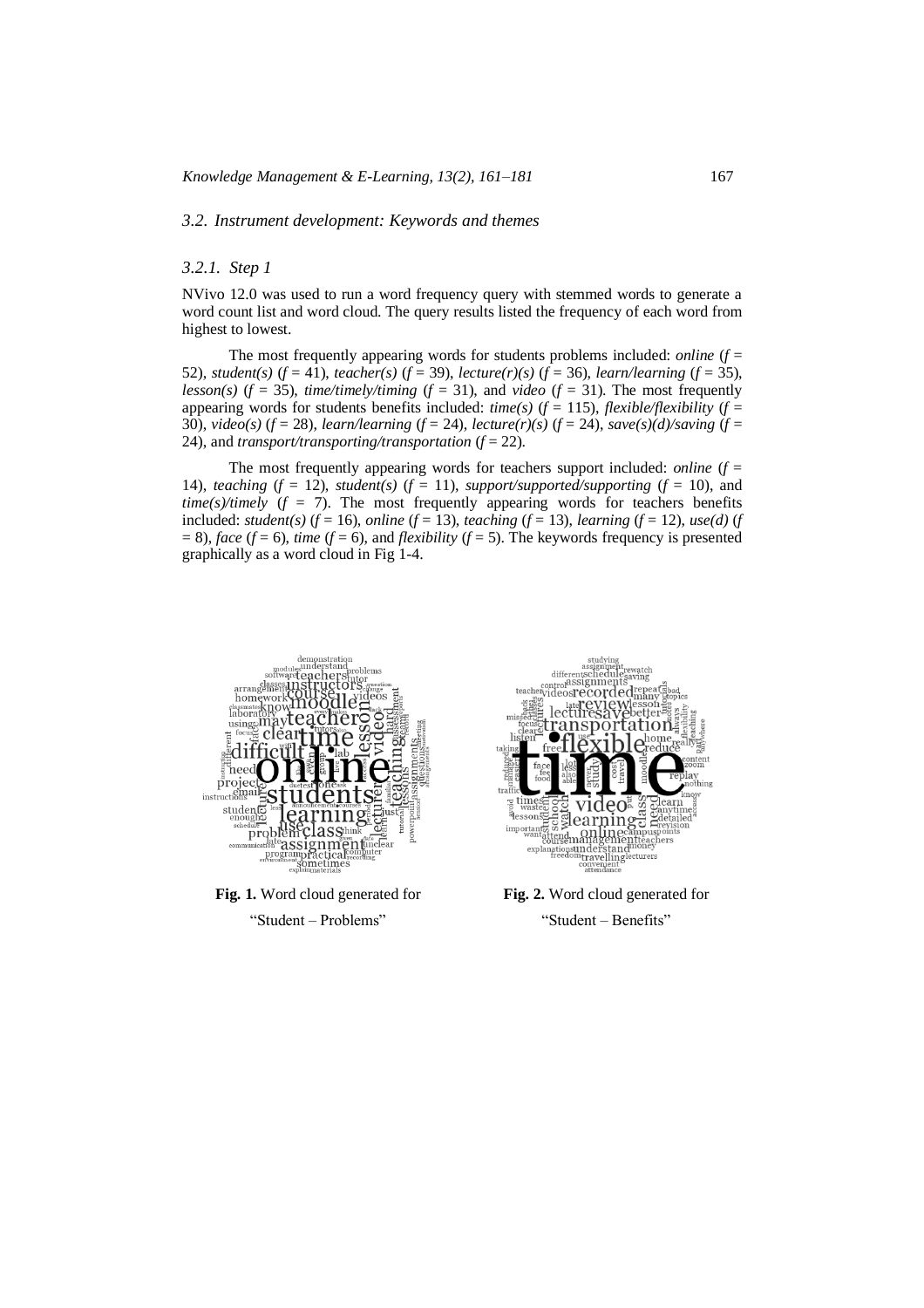### 3.2. Instrument development: Keywords and themes

#### 3.2.1. Step 1

NVivo 12.0 was used to run a word frequency query with stemmed words to generate a word count list and word cloud. The query results listed the frequency of each word from highest to lowest.

The most frequently appearing words for students problems included: *online* ($f$ = 52), *student(s)* ($f$ = 41), *teacher(s)* ($f$ = 39), *lecture(r)(s)* ($f$ = 36), *learn/learning* ($f$ = 35), *lesson(s)* ($f$ = 35), *time/timely/timing* ($f$ = 31), and *video* ($f$ = 31). The most frequently appearing words for students benefits included: *time(s)* ($f$ = 115), *flexible/flexibility* ($f$ = 30), *video(s)* ($f$ = 28), *learn/learning* ($f$ = 24), *lecture(r)(s)* ($f$ = 24), *save(s)(d)/saving* ($f$ = 24), and *transport/transporting/transportation* ($f$ = 22).

The most frequently appearing words for teachers support included: *online* ($f$ = 14), *teaching* ($f$ = 12), *student(s)* ($f$ = 11), *support/supported/supporting* ($f$ = 10), and *time(s)/timely* ($f$ = 7). The most frequently appearing words for teachers benefits included: *student(s)* ($f$ = 16), *online* ($f$ = 13), *teaching* ($f$ = 13), *learning* ($f$ = 12), *use(d)* ($f$ = 8), *face* ($f$ = 6), *time* ($f$ = 6), and *flexibility* ($f$ = 5). The keywords frequency is presented graphically as a word cloud in Fig 1-4.

**Fig. 1.** Word cloud generated for "Student – Problems"

**Fig. 2.** Word cloud generated for "Student – Benefits"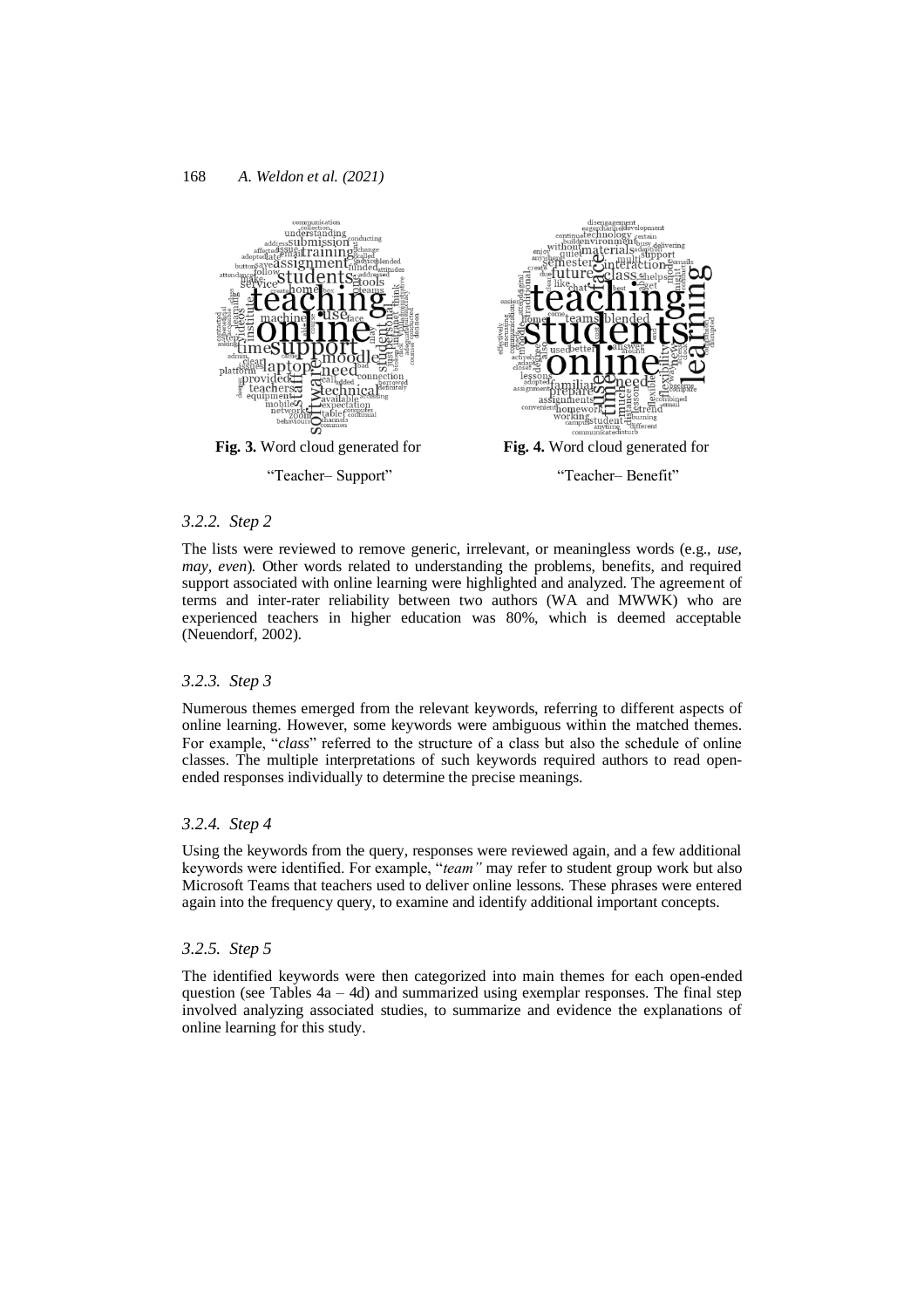**Fig. 3.** Word cloud generated for "Teacher– Support"

**Fig. 4.** Word cloud generated for "Teacher– Benefit"

### 3.2.2. Step 2

The lists were reviewed to remove generic, irrelevant, or meaningless words (e.g., *use, may, even*). Other words related to understanding the problems, benefits, and required support associated with online learning were highlighted and analyzed. The agreement of terms and inter-rater reliability between two authors (WA and MWWK) who are experienced teachers in higher education was 80%, which is deemed acceptable (Neuendorf, 2002).

### 3.2.3. Step 3

Numerous themes emerged from the relevant keywords, referring to different aspects of online learning. However, some keywords were ambiguous within the matched themes. For example, "*class*" referred to the structure of a class but also the schedule of online classes. The multiple interpretations of such keywords required authors to read open-ended responses individually to determine the precise meanings.

### 3.2.4. Step 4

Using the keywords from the query, responses were reviewed again, and a few additional keywords were identified. For example, "*team"* may refer to student group work but also Microsoft Teams that teachers used to deliver online lessons. These phrases were entered again into the frequency query, to examine and identify additional important concepts.

### 3.2.5. Step 5

The identified keywords were then categorized into main themes for each open-ended question (see Tables 4a – 4d) and summarized using exemplar responses. The final step involved analyzing associated studies, to summarize and evidence the explanations of online learning for this study.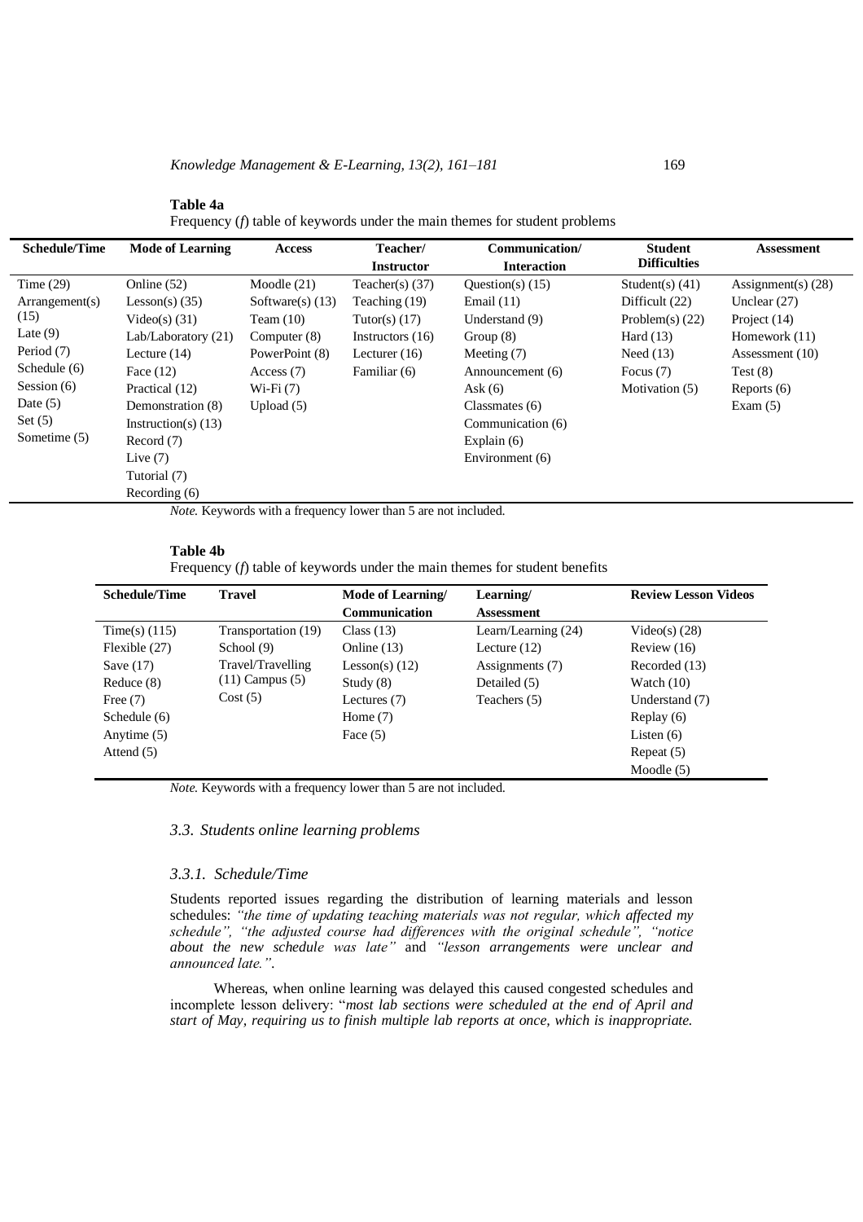**Table 4a**

Frequency (*f*) table of keywords under the main themes for student problems

| Schedule/Time | Mode of Learning | Access | Teacher/ Instructor | Communication/ Interaction | Student Difficulties | Assessment |
|---|---|---|---|---|---|---|
| Time (29) | Online (52) | Moodle (21) | Teacher(s) (37) | Question(s) (15) | Student(s) (41) | Assignment(s) (28) |
| Arrangement(s) (15) | Lesson(s) (35) | Software(s) (13) | Teaching (19) | Email (11) | Difficult (22) | Unclear (27) |
| Late (9) | Video(s) (31) | Team (10) | Tutor(s) (17) | Understand (9) | Problem(s) (22) | Project (14) |
| Period (7) | Lab/Laboratory (21) | Computer (8) | Instructors (16) | Group (8) | Hard (13) | Homework (11) |
| Schedule (6) | Lecture (14) | PowerPoint (8) | Lecturer (16) | Meeting (7) | Need (13) | Assessment (10) |
| Session (6) | Face (12) | Access (7) | Familiar (6) | Announcement (6) | Focus (7) | Test (8) |
| Date (5) | Practical (12) | Wi-Fi (7) | | Ask (6) | Motivation (5) | Reports (6) |
| Set (5) | Demonstration (8) | Upload (5) | | Classmates (6) | | Exam (5) |
| Sometime (5) | Instruction(s) (13) | | | Communication (6) | | |
| | Record (7) | | | Explain (6) | | |
| | Live (7) | | | Environment (6) | | |
| | Tutorial (7) | | | | | |
| | Recording (6) | | | | | |

*Note.* Keywords with a frequency lower than 5 are not included.

**Table 4b**

Frequency (*f*) table of keywords under the main themes for student benefits

| Schedule/Time | Travel | Mode of Learning/ Communication | Learning/ Assessment | Review Lesson Videos |
|---|---|---|---|---|
| Time(s) (115) | Transportation (19) | Class (13) | Learn/Learning (24) | Video(s) (28) |
| Flexible (27) | School (9) | Online (13) | Lecture (12) | Review (16) |
| Save (17) | Travel/Travelling (11) | Lesson(s) (12) | Assignments (7) | Recorded (13) |
| Reduce (8) | Campus (5) | Study (8) | Detailed (5) | Watch (10) |
| Free (7) | Cost (5) | Lectures (7) | Teachers (5) | Understand (7) |
| Schedule (6) | | Home (7) | | Replay (6) |
| Anytime (5) | | Face (5) | | Listen (6) |
| Attend (5) | | | | Repeat (5) |
| | | | | Moodle (5) |

*Note.* Keywords with a frequency lower than 5 are not included.

### *3.3. Students online learning problems*

#### *3.3.1. Schedule/Time*

Students reported issues regarding the distribution of learning materials and lesson schedules: *"the time of updating teaching materials was not regular, which affected my schedule"*, *"the adjusted course had differences with the original schedule"*, *"notice about the new schedule was late"* and *"lesson arrangements were unclear and announced late."*.

Whereas, when online learning was delayed this caused congested schedules and incomplete lesson delivery: "*most lab sections were scheduled at the end of April and start of May, requiring us to finish multiple lab reports at once, which is inappropriate.*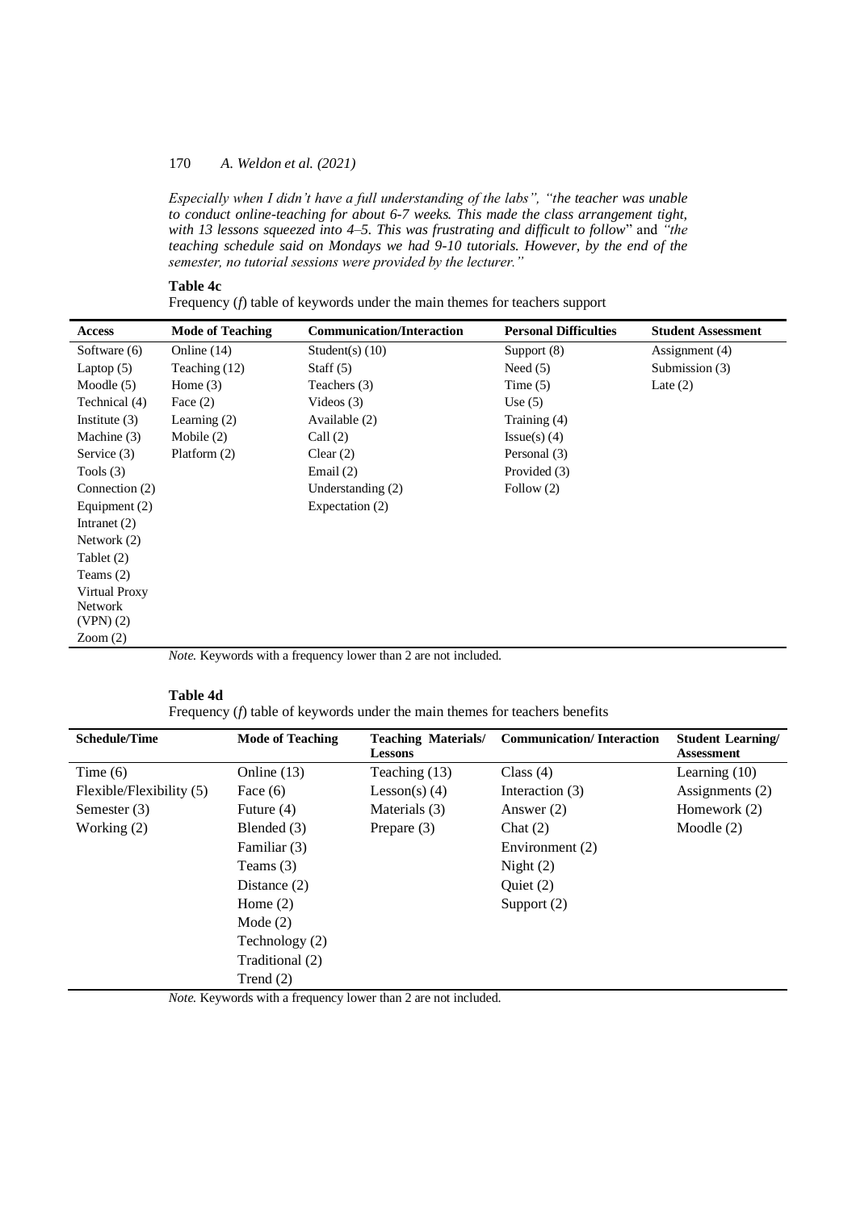*Especially when I didn't have a full understanding of the labs", "the teacher was unable to conduct online-teaching for about 6-7 weeks. This made the class arrangement tight, with 13 lessons squeezed into 4–5. This was frustrating and difficult to follow*" and *"the teaching schedule said on Mondays we had 9-10 tutorials. However, by the end of the semester, no tutorial sessions were provided by the lecturer."*

**Table 4c**

Frequency (*f*) table of keywords under the main themes for teachers support

| Access | Mode of Teaching | Communication/Interaction | Personal Difficulties | Student Assessment |
|---|---|---|---|---|
| Software (6) | Online (14) | Student(s) (10) | Support (8) | Assignment (4) |
| Laptop (5) | Teaching (12) | Staff (5) | Need (5) | Submission (3) |
| Moodle (5) | Home (3) | Teachers (3) | Time (5) | Late (2) |
| Technical (4) | Face (2) | Videos (3) | Use (5) | |
| Institute (3) | Learning (2) | Available (2) | Training (4) | |
| Machine (3) | Mobile (2) | Call (2) | Issue(s) (4) | |
| Service (3) | Platform (2) | Clear (2) | Personal (3) | |
| Tools (3) | | Email (2) | Provided (3) | |
| Connection (2) | | Understanding (2) | Follow (2) | |
| Equipment (2) | | Expectation (2) | | |
| Intranet (2) | | | | |
| Network (2) | | | | |
| Tablet (2) | | | | |
| Teams (2) | | | | |
| Virtual Proxy Network (VPN) (2) | | | | |
| Zoom (2) | | | | |

*Note.* Keywords with a frequency lower than 2 are not included.

**Table 4d**

Frequency (*f*) table of keywords under the main themes for teachers benefits

| Schedule/Time | Mode of Teaching | Teaching Materials/ Lessons | Communication/ Interaction | Student Learning/ Assessment |
|---|---|---|---|---|
| Time (6) | Online (13) | Teaching (13) | Class (4) | Learning (10) |
| Flexible/Flexibility (5) | Face (6) | Lesson(s) (4) | Interaction (3) | Assignments (2) |
| Semester (3) | Future (4) | Materials (3) | Answer (2) | Homework (2) |
| Working (2) | Blended (3) | Prepare (3) | Chat (2) | Moodle (2) |
| | Familiar (3) | | Environment (2) | |
| | Teams (3) | | Night (2) | |
| | Distance (2) | | Quiet (2) | |
| | Home (2) | | Support (2) | |
| | Mode (2) | | | |
| | Technology (2) | | | |
| | Traditional (2) | | | |
| | Trend (2) | | | |

*Note.* Keywords with a frequency lower than 2 are not included.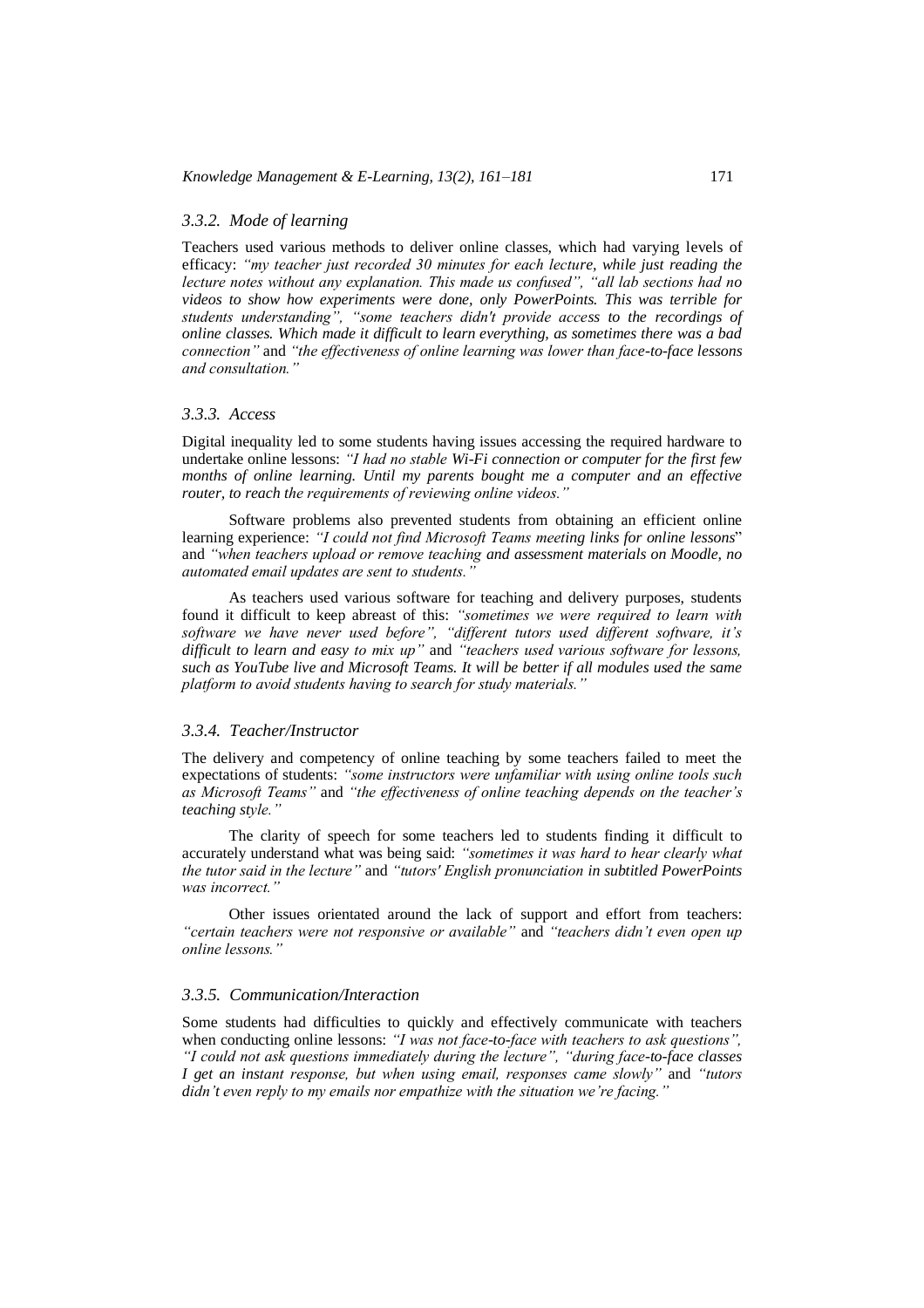### 3.3.2. Mode of learning

Teachers used various methods to deliver online classes, which had varying levels of efficacy: *"my teacher just recorded 30 minutes for each lecture, while just reading the lecture notes without any explanation. This made us confused"*, *"all lab sections had no videos to show how experiments were done, only PowerPoints. This was terrible for students understanding"*, *"some teachers didn't provide access to the recordings of online classes. Which made it difficult to learn everything, as sometimes there was a bad connection"* and *"the effectiveness of online learning was lower than face-to-face lessons and consultation."*

### 3.3.3. Access

Digital inequality led to some students having issues accessing the required hardware to undertake online lessons: *"I had no stable Wi-Fi connection or computer for the first few months of online learning. Until my parents bought me a computer and an effective router, to reach the requirements of reviewing online videos."*

Software problems also prevented students from obtaining an efficient online learning experience: *"I could not find Microsoft Teams meeting links for online lessons"* and *"when teachers upload or remove teaching and assessment materials on Moodle, no automated email updates are sent to students."*

As teachers used various software for teaching and delivery purposes, students found it difficult to keep abreast of this: *"sometimes we were required to learn with software we have never used before"*, *"different tutors used different software, it's difficult to learn and easy to mix up"* and *"teachers used various software for lessons, such as YouTube live and Microsoft Teams. It will be better if all modules used the same platform to avoid students having to search for study materials."*

### 3.3.4. Teacher/Instructor

The delivery and competency of online teaching by some teachers failed to meet the expectations of students: *"some instructors were unfamiliar with using online tools such as Microsoft Teams"* and *"the effectiveness of online teaching depends on the teacher's teaching style."*

The clarity of speech for some teachers led to students finding it difficult to accurately understand what was being said: *"sometimes it was hard to hear clearly what the tutor said in the lecture"* and *"tutors' English pronunciation in subtitled PowerPoints was incorrect."*

Other issues orientated around the lack of support and effort from teachers: *"certain teachers were not responsive or available"* and *"teachers didn't even open up online lessons."*

### 3.3.5. Communication/Interaction

Some students had difficulties to quickly and effectively communicate with teachers when conducting online lessons: *"I was not face-to-face with teachers to ask questions"*, *"I could not ask questions immediately during the lecture"*, *"during face-to-face classes I get an instant response, but when using email, responses came slowly"* and *"tutors didn't even reply to my emails nor empathize with the situation we're facing."*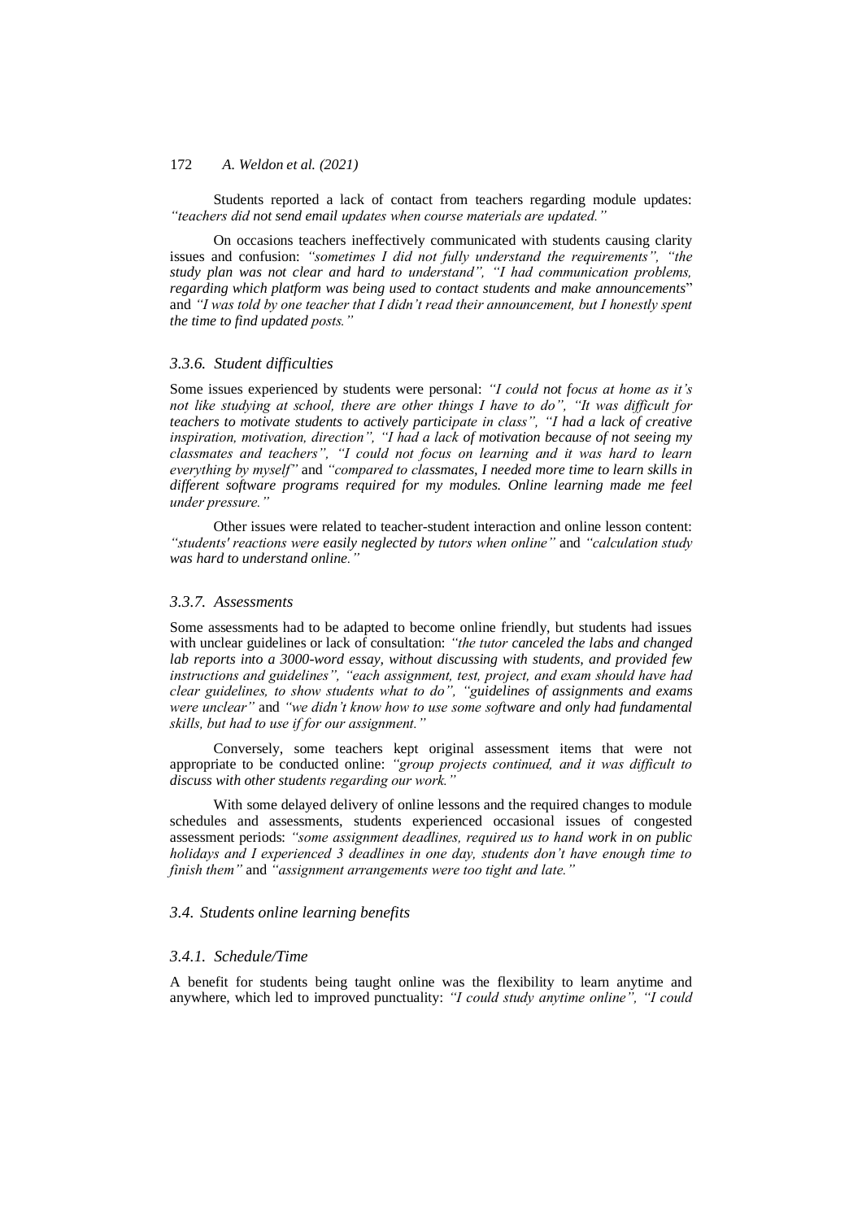Students reported a lack of contact from teachers regarding module updates: *"teachers did not send email updates when course materials are updated."*

On occasions teachers ineffectively communicated with students causing clarity issues and confusion: *"sometimes I did not fully understand the requirements", "the study plan was not clear and hard to understand", "I had communication problems, regarding which platform was being used to contact students and make announcements*" and *"I was told by one teacher that I didn't read their announcement, but I honestly spent the time to find updated posts."*

### *3.3.6. Student difficulties*

Some issues experienced by students were personal: *"I could not focus at home as it's not like studying at school, there are other things I have to do", "It was difficult for teachers to motivate students to actively participate in class", "I had a lack of creative inspiration, motivation, direction", "I had a lack of motivation because of not seeing my classmates and teachers", "I could not focus on learning and it was hard to learn everything by myself"* and *"compared to classmates, I needed more time to learn skills in different software programs required for my modules. Online learning made me feel under pressure."*

Other issues were related to teacher-student interaction and online lesson content: *"students' reactions were easily neglected by tutors when online"* and *"calculation study was hard to understand online."*

### *3.3.7. Assessments*

Some assessments had to be adapted to become online friendly, but students had issues with unclear guidelines or lack of consultation: *"the tutor canceled the labs and changed lab reports into a 3000-word essay, without discussing with students, and provided few instructions and guidelines", "each assignment, test, project, and exam should have had clear guidelines, to show students what to do", "guidelines of assignments and exams were unclear"* and *"we didn't know how to use some software and only had fundamental skills, but had to use if for our assignment."*

Conversely, some teachers kept original assessment items that were not appropriate to be conducted online: *"group projects continued, and it was difficult to discuss with other students regarding our work."*

With some delayed delivery of online lessons and the required changes to module schedules and assessments, students experienced occasional issues of congested assessment periods: *"some assignment deadlines, required us to hand work in on public holidays and I experienced 3 deadlines in one day, students don't have enough time to finish them"* and *"assignment arrangements were too tight and late."*

## *3.4. Students online learning benefits*

### *3.4.1. Schedule/Time*

A benefit for students being taught online was the flexibility to learn anytime and anywhere, which led to improved punctuality: *"I could study anytime online", "I could*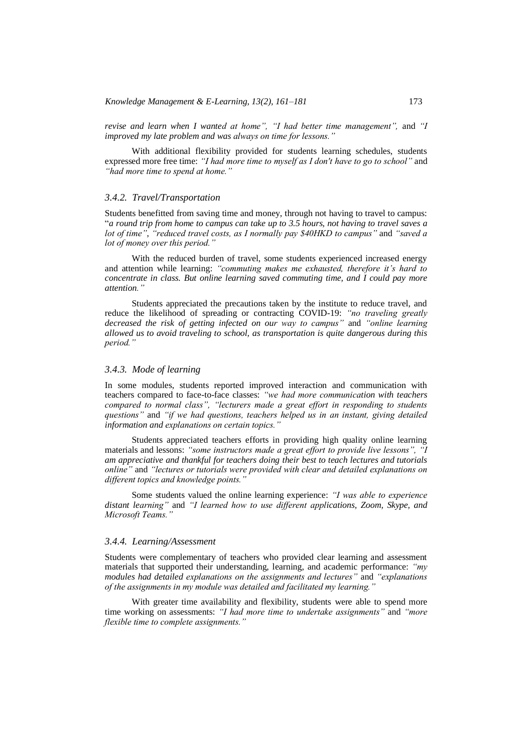*revise and learn when I wanted at home", "I had better time management",* and *"I improved my late problem and was always on time for lessons."*

With additional flexibility provided for students learning schedules, students expressed more free time: *"I had more time to myself as I don't have to go to school"* and *"had more time to spend at home."*

### 3.4.2. Travel/Transportation

Students benefitted from saving time and money, through not having to travel to campus: "*a round trip from home to campus can take up to 3.5 hours, not having to travel saves a lot of time", "reduced travel costs, as I normally pay $40HKD to campus"* and *"saved a lot of money over this period."*

With the reduced burden of travel, some students experienced increased energy and attention while learning: *"commuting makes me exhausted, therefore it's hard to concentrate in class. But online learning saved commuting time, and I could pay more attention."*

Students appreciated the precautions taken by the institute to reduce travel, and reduce the likelihood of spreading or contracting COVID-19: *"no traveling greatly decreased the risk of getting infected on our way to campus"* and *"online learning allowed us to avoid traveling to school, as transportation is quite dangerous during this period."*

### 3.4.3. Mode of learning

In some modules, students reported improved interaction and communication with teachers compared to face-to-face classes: *"we had more communication with teachers compared to normal class", "lecturers made a great effort in responding to students questions"* and *"if we had questions, teachers helped us in an instant, giving detailed information and explanations on certain topics."*

Students appreciated teachers efforts in providing high quality online learning materials and lessons: *"some instructors made a great effort to provide live lessons", "I am appreciative and thankful for teachers doing their best to teach lectures and tutorials online"* and *"lectures or tutorials were provided with clear and detailed explanations on different topics and knowledge points."*

Some students valued the online learning experience: *"I was able to experience distant learning"* and *"I learned how to use different applications, Zoom, Skype, and Microsoft Teams."*

### 3.4.4. Learning/Assessment

Students were complementary of teachers who provided clear learning and assessment materials that supported their understanding, learning, and academic performance: *"my modules had detailed explanations on the assignments and lectures"* and *"explanations of the assignments in my module was detailed and facilitated my learning."*

With greater time availability and flexibility, students were able to spend more time working on assessments: *"I had more time to undertake assignments"* and *"more flexible time to complete assignments."*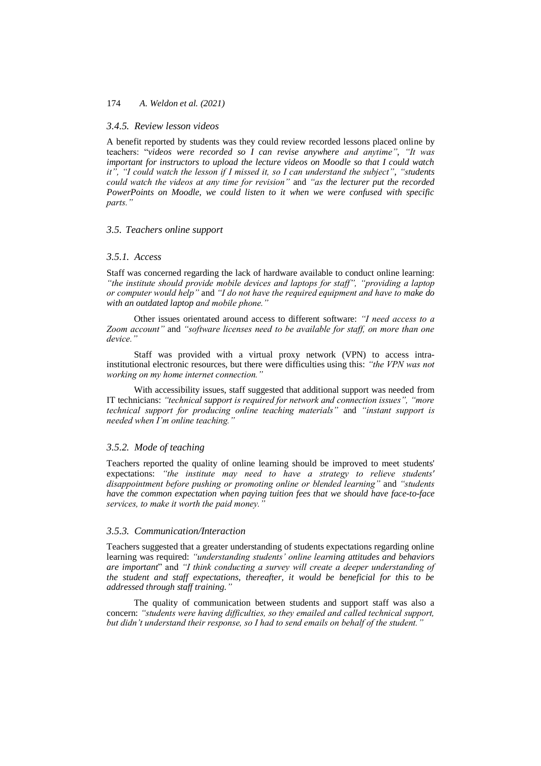#### 3.4.5. Review lesson videos

A benefit reported by students was they could review recorded lessons placed online by teachers: "*videos were recorded so I can revise anywhere and anytime*", *"It was important for instructors to upload the lecture videos on Moodle so that I could watch it", "I could watch the lesson if I missed it, so I can understand the subject"*, *"students could watch the videos at any time for revision"* and *"as the lecturer put the recorded PowerPoints on Moodle, we could listen to it when we were confused with specific parts."*

### 3.5. Teachers online support

#### 3.5.1. Access

Staff was concerned regarding the lack of hardware available to conduct online learning: *"the institute should provide mobile devices and laptops for staff", "providing a laptop or computer would help"* and *"I do not have the required equipment and have to make do with an outdated laptop and mobile phone."*

Other issues orientated around access to different software: *"I need access to a Zoom account"* and *"software licenses need to be available for staff, on more than one device."*

Staff was provided with a virtual proxy network (VPN) to access intra-institutional electronic resources, but there were difficulties using this: *"the VPN was not working on my home internet connection."*

With accessibility issues, staff suggested that additional support was needed from IT technicians: *"technical support is required for network and connection issues", "more technical support for producing online teaching materials"* and *"instant support is needed when I'm online teaching."*

#### 3.5.2. Mode of teaching

Teachers reported the quality of online learning should be improved to meet students' expectations: *"the institute may need to have a strategy to relieve students' disappointment before pushing or promoting online or blended learning"* and *"students have the common expectation when paying tuition fees that we should have face-to-face services, to make it worth the paid money."*

#### 3.5.3. Communication/Interaction

Teachers suggested that a greater understanding of students expectations regarding online learning was required: *"understanding students' online learning attitudes and behaviors are important*" and *"I think conducting a survey will create a deeper understanding of the student and staff expectations, thereafter, it would be beneficial for this to be addressed through staff training."*

The quality of communication between students and support staff was also a concern: *"students were having difficulties, so they emailed and called technical support, but didn't understand their response, so I had to send emails on behalf of the student."*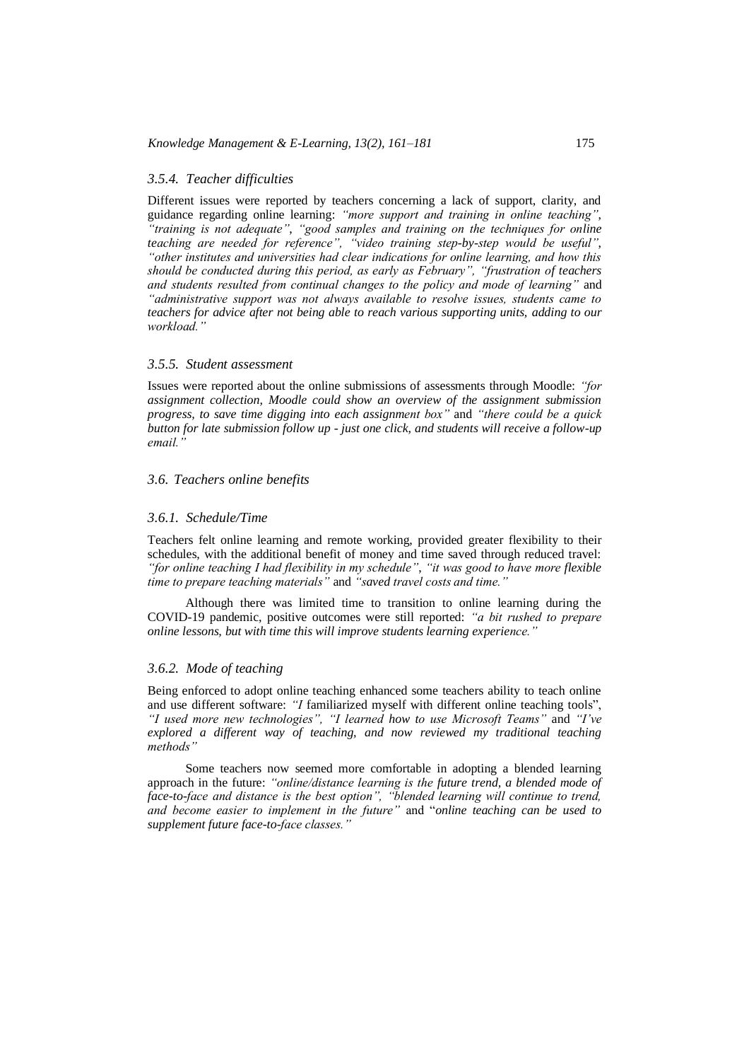### 3.5.4. Teacher difficulties

Different issues were reported by teachers concerning a lack of support, clarity, and guidance regarding online learning: *"more support and training in online teaching"*, *"training is not adequate"*, *"good samples and training on the techniques for online teaching are needed for reference"*, *"video training step-by-step would be useful"*, *"other institutes and universities had clear indications for online learning, and how this should be conducted during this period, as early as February"*, *"frustration of teachers and students resulted from continual changes to the policy and mode of learning"* and *"administrative support was not always available to resolve issues, students came to teachers for advice after not being able to reach various supporting units, adding to our workload."*

### 3.5.5. Student assessment

Issues were reported about the online submissions of assessments through Moodle: *"for assignment collection, Moodle could show an overview of the assignment submission progress, to save time digging into each assignment box"* and *"there could be a quick button for late submission follow up - just one click, and students will receive a follow-up email."*

## 3.6. Teachers online benefits

### 3.6.1. Schedule/Time

Teachers felt online learning and remote working, provided greater flexibility to their schedules, with the additional benefit of money and time saved through reduced travel: *"for online teaching I had flexibility in my schedule"*, *"it was good to have more flexible time to prepare teaching materials"* and *"saved travel costs and time."*

Although there was limited time to transition to online learning during the COVID-19 pandemic, positive outcomes were still reported: *"a bit rushed to prepare online lessons, but with time this will improve students learning experience."*

### 3.6.2. Mode of teaching

Being enforced to adopt online teaching enhanced some teachers ability to teach online and use different software: *"I* familiarized myself with different online teaching tools", *"I used more new technologies"*, *"I learned how to use Microsoft Teams"* and *"I've explored a different way of teaching, and now reviewed my traditional teaching methods"*

Some teachers now seemed more comfortable in adopting a blended learning approach in the future: *"online/distance learning is the future trend, a blended mode of face-to-face and distance is the best option"*, *"blended learning will continue to trend, and become easier to implement in the future"* and "*online teaching can be used to supplement future face-to-face classes."*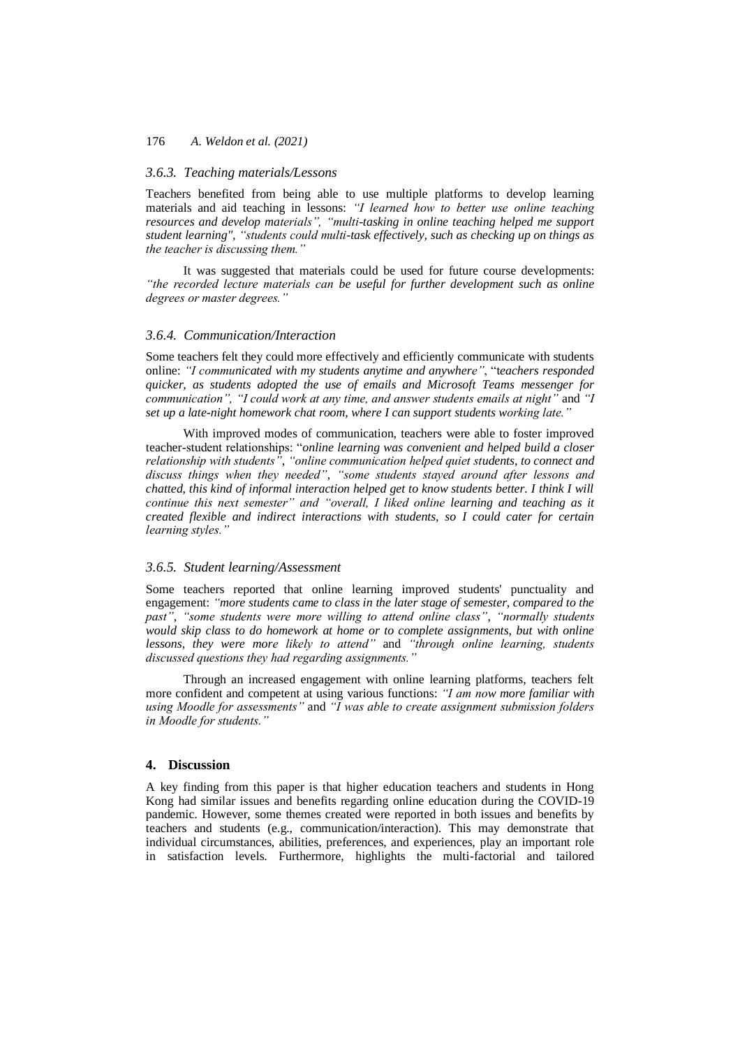### 3.6.3. Teaching materials/Lessons

Teachers benefited from being able to use multiple platforms to develop learning materials and aid teaching in lessons: *"I learned how to better use online teaching resources and develop materials", "multi-tasking in online teaching helped me support student learning", "students could multi-task effectively, such as checking up on things as the teacher is discussing them."*

It was suggested that materials could be used for future course developments: *"the recorded lecture materials can be useful for further development such as online degrees or master degrees."*

### 3.6.4. Communication/Interaction

Some teachers felt they could more effectively and efficiently communicate with students online: *"I communicated with my students anytime and anywhere"*, "*teachers responded quicker, as students adopted the use of emails and Microsoft Teams messenger for communication", "I could work at any time, and answer students emails at night"* and *"I set up a late-night homework chat room, where I can support students working late."*

With improved modes of communication, teachers were able to foster improved teacher-student relationships: "*online learning was convenient and helped build a closer relationship with students", "online communication helped quiet students, to connect and discuss things when they needed", "some students stayed around after lessons and chatted, this kind of informal interaction helped get to know students better. I think I will continue this next semester"* and *"overall, I liked online learning and teaching as it created flexible and indirect interactions with students, so I could cater for certain learning styles."*

### 3.6.5. Student learning/Assessment

Some teachers reported that online learning improved students' punctuality and engagement: *"more students came to class in the later stage of semester, compared to the past", "some students were more willing to attend online class", "normally students would skip class to do homework at home or to complete assignments, but with online lessons, they were more likely to attend"* and *"through online learning, students discussed questions they had regarding assignments."*

Through an increased engagement with online learning platforms, teachers felt more confident and competent at using various functions: *"I am now more familiar with using Moodle for assessments"* and *"I was able to create assignment submission folders in Moodle for students."*

## 4. Discussion

A key finding from this paper is that higher education teachers and students in Hong Kong had similar issues and benefits regarding online education during the COVID-19 pandemic. However, some themes created were reported in both issues and benefits by teachers and students (e.g., communication/interaction). This may demonstrate that individual circumstances, abilities, preferences, and experiences, play an important role in satisfaction levels. Furthermore, highlights the multi-factorial and tailored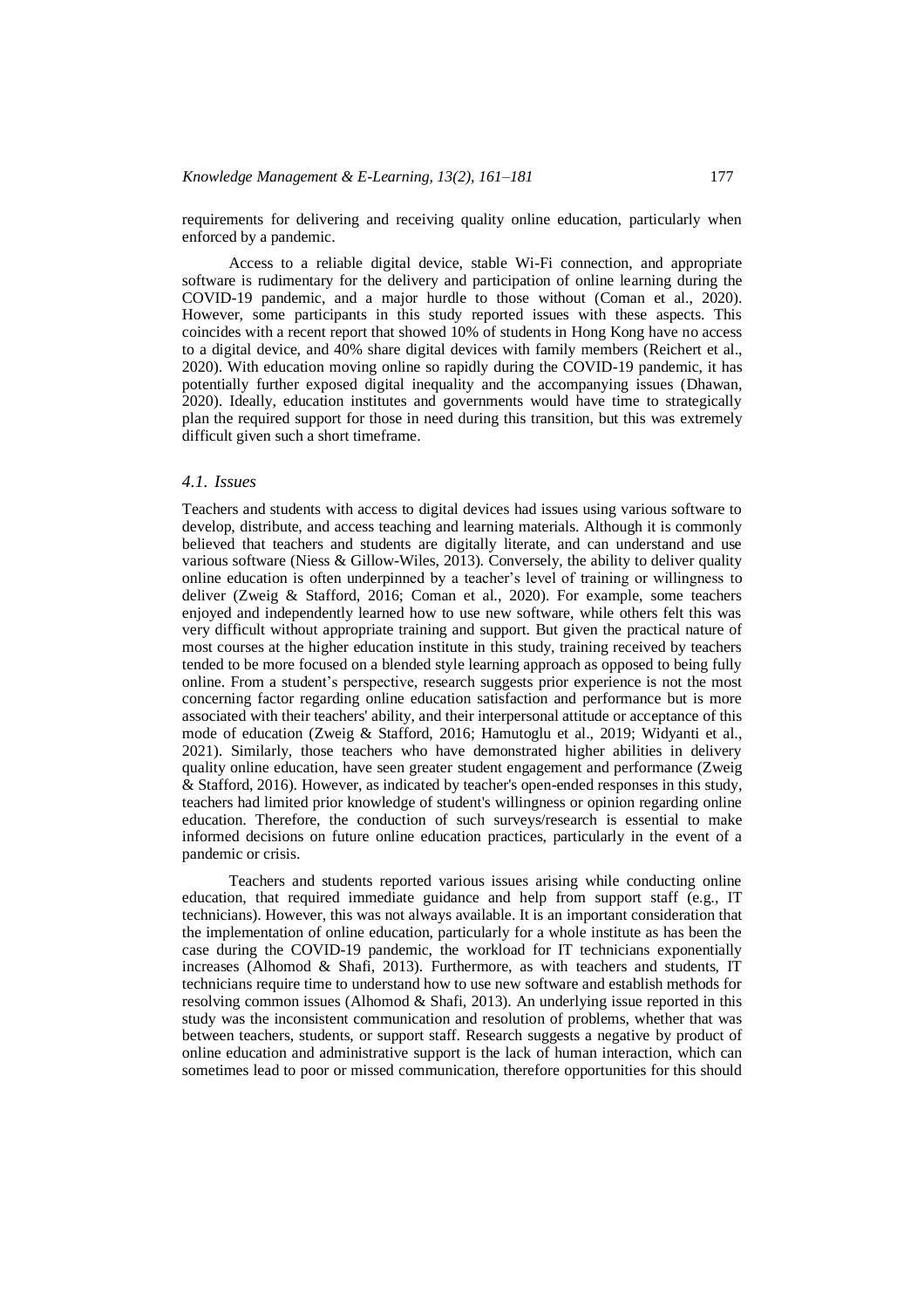requirements for delivering and receiving quality online education, particularly when enforced by a pandemic.

Access to a reliable digital device, stable Wi-Fi connection, and appropriate software is rudimentary for the delivery and participation of online learning during the COVID-19 pandemic, and a major hurdle to those without (Coman et al., 2020). However, some participants in this study reported issues with these aspects. This coincides with a recent report that showed 10% of students in Hong Kong have no access to a digital device, and 40% share digital devices with family members (Reichert et al., 2020). With education moving online so rapidly during the COVID-19 pandemic, it has potentially further exposed digital inequality and the accompanying issues (Dhawan, 2020). Ideally, education institutes and governments would have time to strategically plan the required support for those in need during this transition, but this was extremely difficult given such a short timeframe.

### *4.1. Issues*

Teachers and students with access to digital devices had issues using various software to develop, distribute, and access teaching and learning materials. Although it is commonly believed that teachers and students are digitally literate, and can understand and use various software (Niess & Gillow-Wiles, 2013). Conversely, the ability to deliver quality online education is often underpinned by a teacher's level of training or willingness to deliver (Zweig & Stafford, 2016; Coman et al., 2020). For example, some teachers enjoyed and independently learned how to use new software, while others felt this was very difficult without appropriate training and support. But given the practical nature of most courses at the higher education institute in this study, training received by teachers tended to be more focused on a blended style learning approach as opposed to being fully online. From a student's perspective, research suggests prior experience is not the most concerning factor regarding online education satisfaction and performance but is more associated with their teachers' ability, and their interpersonal attitude or acceptance of this mode of education (Zweig & Stafford, 2016; Hamutoglu et al., 2019; Widyanti et al., 2021). Similarly, those teachers who have demonstrated higher abilities in delivery quality online education, have seen greater student engagement and performance (Zweig & Stafford, 2016). However, as indicated by teacher's open-ended responses in this study, teachers had limited prior knowledge of student's willingness or opinion regarding online education. Therefore, the conduction of such surveys/research is essential to make informed decisions on future online education practices, particularly in the event of a pandemic or crisis.

Teachers and students reported various issues arising while conducting online education, that required immediate guidance and help from support staff (e.g., IT technicians). However, this was not always available. It is an important consideration that the implementation of online education, particularly for a whole institute as has been the case during the COVID-19 pandemic, the workload for IT technicians exponentially increases (Alhomod & Shafi, 2013). Furthermore, as with teachers and students, IT technicians require time to understand how to use new software and establish methods for resolving common issues (Alhomod & Shafi, 2013). An underlying issue reported in this study was the inconsistent communication and resolution of problems, whether that was between teachers, students, or support staff. Research suggests a negative by product of online education and administrative support is the lack of human interaction, which can sometimes lead to poor or missed communication, therefore opportunities for this should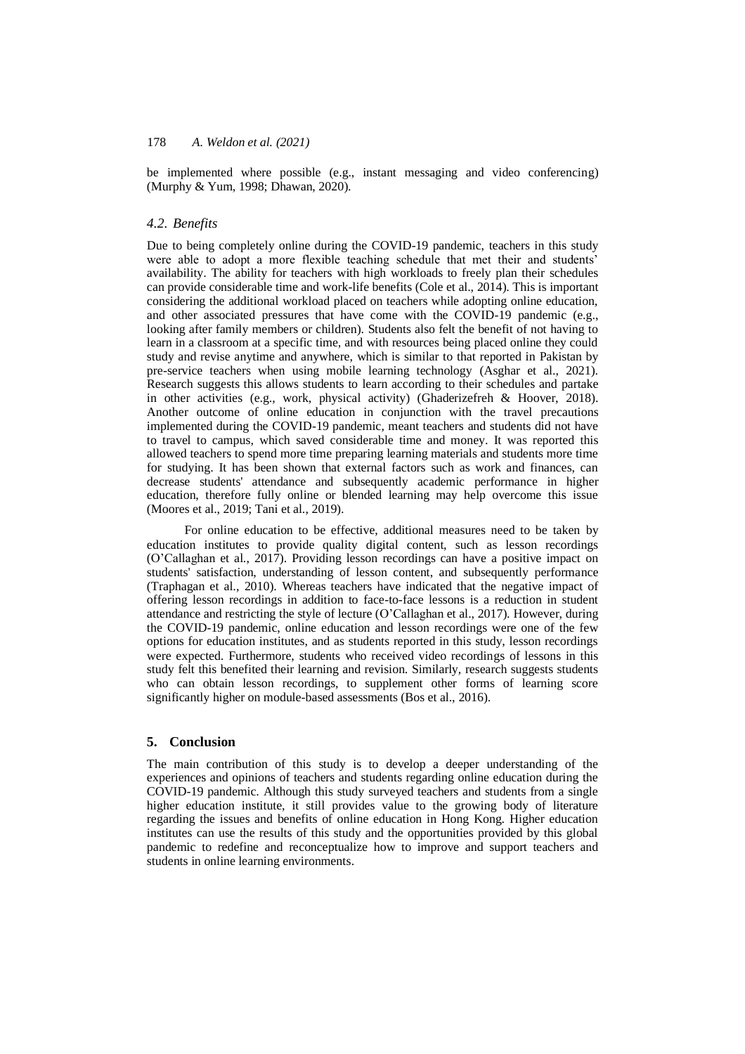be implemented where possible (e.g., instant messaging and video conferencing) (Murphy & Yum, 1998; Dhawan, 2020).

### *4.2. Benefits*

Due to being completely online during the COVID-19 pandemic, teachers in this study were able to adopt a more flexible teaching schedule that met their and students' availability. The ability for teachers with high workloads to freely plan their schedules can provide considerable time and work-life benefits (Cole et al., 2014). This is important considering the additional workload placed on teachers while adopting online education, and other associated pressures that have come with the COVID-19 pandemic (e.g., looking after family members or children). Students also felt the benefit of not having to learn in a classroom at a specific time, and with resources being placed online they could study and revise anytime and anywhere, which is similar to that reported in Pakistan by pre-service teachers when using mobile learning technology (Asghar et al., 2021). Research suggests this allows students to learn according to their schedules and partake in other activities (e.g., work, physical activity) (Ghaderizefreh & Hoover, 2018). Another outcome of online education in conjunction with the travel precautions implemented during the COVID-19 pandemic, meant teachers and students did not have to travel to campus, which saved considerable time and money. It was reported this allowed teachers to spend more time preparing learning materials and students more time for studying. It has been shown that external factors such as work and finances, can decrease students' attendance and subsequently academic performance in higher education, therefore fully online or blended learning may help overcome this issue (Moores et al., 2019; Tani et al., 2019).

For online education to be effective, additional measures need to be taken by education institutes to provide quality digital content, such as lesson recordings (O'Callaghan et al., 2017). Providing lesson recordings can have a positive impact on students' satisfaction, understanding of lesson content, and subsequently performance (Traphagan et al., 2010). Whereas teachers have indicated that the negative impact of offering lesson recordings in addition to face-to-face lessons is a reduction in student attendance and restricting the style of lecture (O'Callaghan et al., 2017). However, during the COVID-19 pandemic, online education and lesson recordings were one of the few options for education institutes, and as students reported in this study, lesson recordings were expected. Furthermore, students who received video recordings of lessons in this study felt this benefited their learning and revision. Similarly, research suggests students who can obtain lesson recordings, to supplement other forms of learning score significantly higher on module-based assessments (Bos et al., 2016).

## 5. Conclusion

The main contribution of this study is to develop a deeper understanding of the experiences and opinions of teachers and students regarding online education during the COVID-19 pandemic. Although this study surveyed teachers and students from a single higher education institute, it still provides value to the growing body of literature regarding the issues and benefits of online education in Hong Kong. Higher education institutes can use the results of this study and the opportunities provided by this global pandemic to redefine and reconceptualize how to improve and support teachers and students in online learning environments.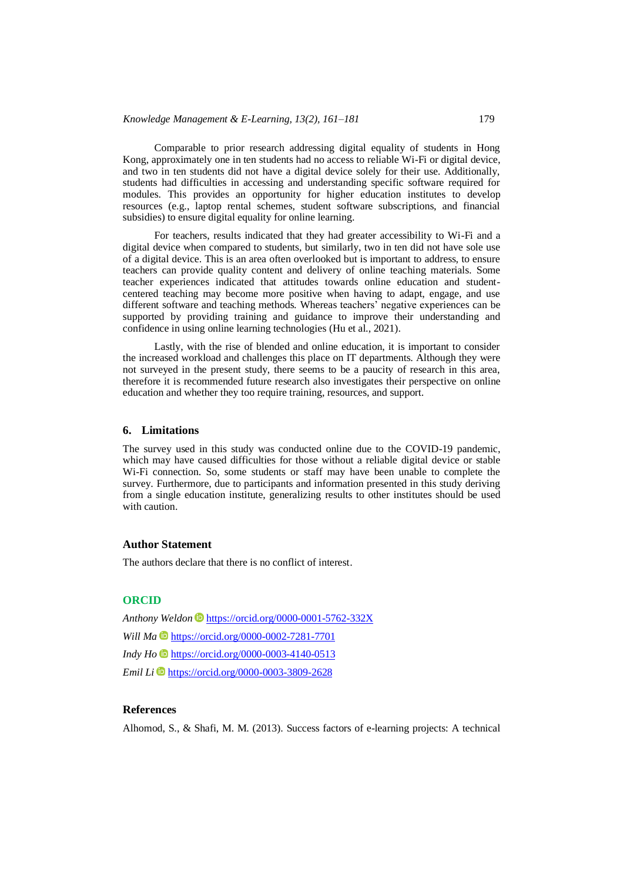Comparable to prior research addressing digital equality of students in Hong Kong, approximately one in ten students had no access to reliable Wi-Fi or digital device, and two in ten students did not have a digital device solely for their use. Additionally, students had difficulties in accessing and understanding specific software required for modules. This provides an opportunity for higher education institutes to develop resources (e.g., laptop rental schemes, student software subscriptions, and financial subsidies) to ensure digital equality for online learning.

For teachers, results indicated that they had greater accessibility to Wi-Fi and a digital device when compared to students, but similarly, two in ten did not have sole use of a digital device. This is an area often overlooked but is important to address, to ensure teachers can provide quality content and delivery of online teaching materials. Some teacher experiences indicated that attitudes towards online education and student-centered teaching may become more positive when having to adapt, engage, and use different software and teaching methods. Whereas teachers' negative experiences can be supported by providing training and guidance to improve their understanding and confidence in using online learning technologies (Hu et al., 2021).

Lastly, with the rise of blended and online education, it is important to consider the increased workload and challenges this place on IT departments. Although they were not surveyed in the present study, there seems to be a paucity of research in this area, therefore it is recommended future research also investigates their perspective on online education and whether they too require training, resources, and support.

## 6. Limitations

The survey used in this study was conducted online due to the COVID-19 pandemic, which may have caused difficulties for those without a reliable digital device or stable Wi-Fi connection. So, some students or staff may have been unable to complete the survey. Furthermore, due to participants and information presented in this study deriving from a single education institute, generalizing results to other institutes should be used with caution.

## Author Statement

The authors declare that there is no conflict of interest.

## ORCID

*Anthony Weldon* https://orcid.org/0000-0001-5762-332X

*Will Ma* https://orcid.org/0000-0002-7281-7701

*Indy Ho* https://orcid.org/0000-0003-4140-0513

*Emil Li* https://orcid.org/0000-0003-3809-2628

## References

Alhomod, S., & Shafi, M. M. (2013). Success factors of e-learning projects: A technical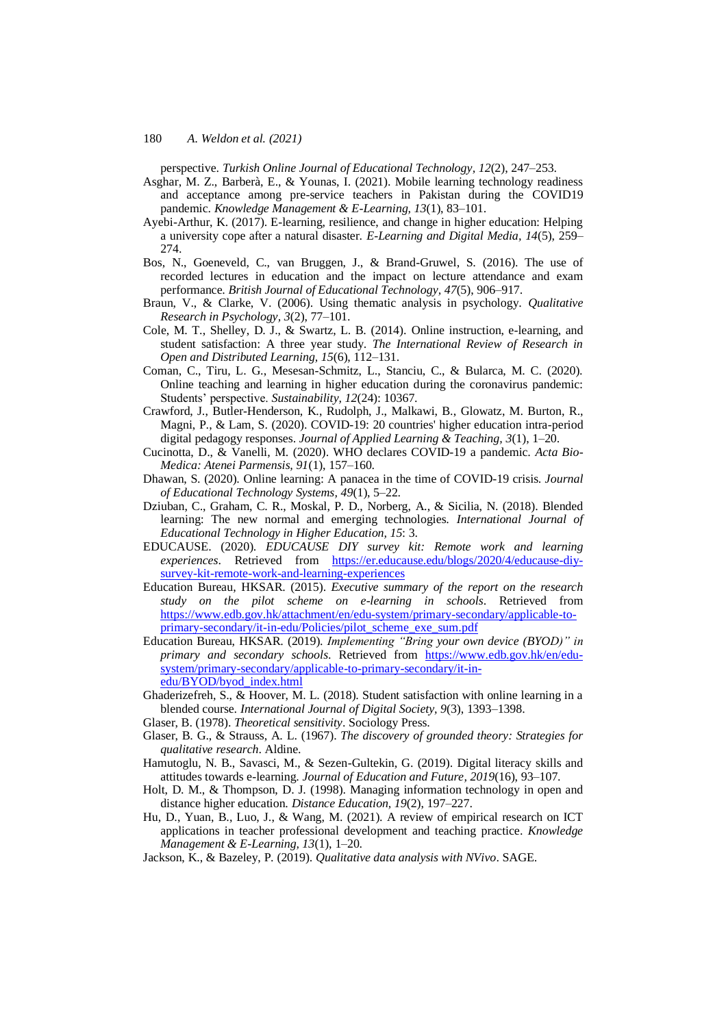perspective. *Turkish Online Journal of Educational Technology, 12*(2), 247–253.

Asghar, M. Z., Barberà, E., & Younas, I. (2021). Mobile learning technology readiness and acceptance among pre-service teachers in Pakistan during the COVID19 pandemic. *Knowledge Management & E-Learning, 13*(1), 83–101.

Ayebi-Arthur, K. (2017). E-learning, resilience, and change in higher education: Helping a university cope after a natural disaster. *E-Learning and Digital Media, 14*(5), 259–274.

Bos, N., Goeneveld, C., van Bruggen, J., & Brand-Gruwel, S. (2016). The use of recorded lectures in education and the impact on lecture attendance and exam performance. *British Journal of Educational Technology, 47*(5), 906–917.

Braun, V., & Clarke, V. (2006). Using thematic analysis in psychology. *Qualitative Research in Psychology, 3*(2), 77–101.

Cole, M. T., Shelley, D. J., & Swartz, L. B. (2014). Online instruction, e-learning, and student satisfaction: A three year study. *The International Review of Research in Open and Distributed Learning, 15*(6), 112–131.

Coman, C., Tiru, L. G., Mesesan-Schmitz, L., Stanciu, C., & Bularca, M. C. (2020). Online teaching and learning in higher education during the coronavirus pandemic: Students' perspective. *Sustainability, 12*(24): 10367.

Crawford, J., Butler-Henderson, K., Rudolph, J., Malkawi, B., Glowatz, M. Burton, R., Magni, P., & Lam, S. (2020). COVID-19: 20 countries' higher education intra-period digital pedagogy responses. *Journal of Applied Learning & Teaching, 3*(1), 1–20.

Cucinotta, D., & Vanelli, M. (2020). WHO declares COVID-19 a pandemic. *Acta Bio-Medica: Atenei Parmensis, 91*(1), 157–160.

Dhawan, S. (2020). Online learning: A panacea in the time of COVID-19 crisis. *Journal of Educational Technology Systems, 49*(1), 5–22.

Dziuban, C., Graham, C. R., Moskal, P. D., Norberg, A., & Sicilia, N. (2018). Blended learning: The new normal and emerging technologies. *International Journal of Educational Technology in Higher Education, 15*: 3.

EDUCAUSE. (2020). *EDUCAUSE DIY survey kit: Remote work and learning experiences*. Retrieved from https://er.educause.edu/blogs/2020/4/educause-diy-survey-kit-remote-work-and-learning-experiences

Education Bureau, HKSAR. (2015). *Executive summary of the report on the research study on the pilot scheme on e-learning in schools*. Retrieved from https://www.edb.gov.hk/attachment/en/edu-system/primary-secondary/applicable-to-primary-secondary/it-in-edu/Policies/pilot_scheme_exe_sum.pdf

Education Bureau, HKSAR. (2019). *Implementing "Bring your own device (BYOD)" in primary and secondary schools*. Retrieved from https://www.edb.gov.hk/en/edu-system/primary-secondary/applicable-to-primary-secondary/it-in-edu/BYOD/byod_index.html

Ghaderizefreh, S., & Hoover, M. L. (2018). Student satisfaction with online learning in a blended course. *International Journal of Digital Society, 9*(3), 1393–1398.

Glaser, B. (1978). *Theoretical sensitivity*. Sociology Press.

Glaser, B. G., & Strauss, A. L. (1967). *The discovery of grounded theory: Strategies for qualitative research*. Aldine.

Hamutoglu, N. B., Savasci, M., & Sezen-Gultekin, G. (2019). Digital literacy skills and attitudes towards e-learning. *Journal of Education and Future, 2019*(16), 93–107.

Holt, D. M., & Thompson, D. J. (1998). Managing information technology in open and distance higher education. *Distance Education, 19*(2), 197–227.

Hu, D., Yuan, B., Luo, J., & Wang, M. (2021). A review of empirical research on ICT applications in teacher professional development and teaching practice. *Knowledge Management & E-Learning, 13*(1), 1–20.

Jackson, K., & Bazeley, P. (2019). *Qualitative data analysis with NVivo*. SAGE.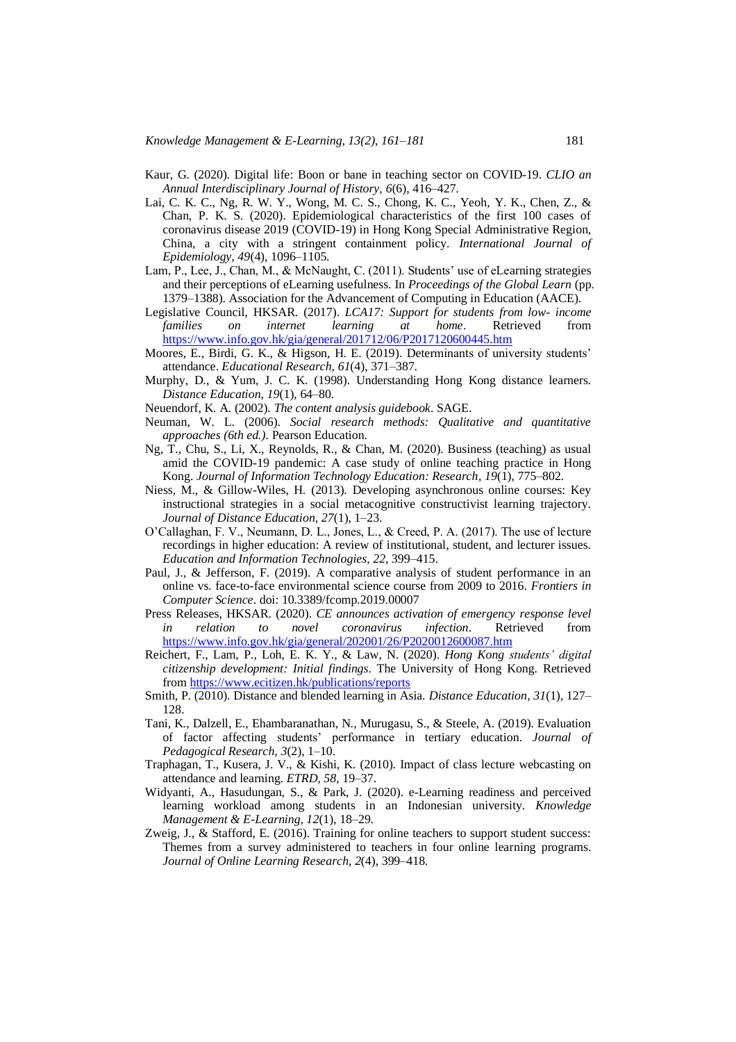Kaur, G. (2020). Digital life: Boon or bane in teaching sector on COVID-19. *CLIO an Annual Interdisciplinary Journal of History, 6*(6), 416–427.

Lai, C. K. C., Ng, R. W. Y., Wong, M. C. S., Chong, K. C., Yeoh, Y. K., Chen, Z., & Chan, P. K. S. (2020). Epidemiological characteristics of the first 100 cases of coronavirus disease 2019 (COVID-19) in Hong Kong Special Administrative Region, China, a city with a stringent containment policy. *International Journal of Epidemiology, 49*(4), 1096–1105.

Lam, P., Lee, J., Chan, M., & McNaught, C. (2011). Students' use of eLearning strategies and their perceptions of eLearning usefulness. In *Proceedings of the Global Learn* (pp. 1379–1388). Association for the Advancement of Computing in Education (AACE).

Legislative Council, HKSAR. (2017). *LCA17: Support for students from low- income families on internet learning at home*. Retrieved from https://www.info.gov.hk/gia/general/201712/06/P2017120600445.htm

Moores, E., Birdi, G. K., & Higson, H. E. (2019). Determinants of university students' attendance. *Educational Research, 61*(4), 371–387.

Murphy, D., & Yum, J. C. K. (1998). Understanding Hong Kong distance learners. *Distance Education, 19*(1), 64–80.

Neuendorf, K. A. (2002). *The content analysis guidebook*. SAGE.

Neuman, W. L. (2006). *Social research methods: Qualitative and quantitative approaches (6th ed.).* Pearson Education.

Ng, T., Chu, S., Li, X., Reynolds, R., & Chan, M. (2020). Business (teaching) as usual amid the COVID-19 pandemic: A case study of online teaching practice in Hong Kong. *Journal of Information Technology Education: Research, 19*(1), 775–802.

Niess, M., & Gillow-Wiles, H. (2013). Developing asynchronous online courses: Key instructional strategies in a social metacognitive constructivist learning trajectory. *Journal of Distance Education, 27*(1), 1–23.

O'Callaghan, F. V., Neumann, D. L., Jones, L., & Creed, P. A. (2017). The use of lecture recordings in higher education: A review of institutional, student, and lecturer issues. *Education and Information Technologies, 22*, 399–415.

Paul, J., & Jefferson, F. (2019). A comparative analysis of student performance in an online vs. face-to-face environmental science course from 2009 to 2016. *Frontiers in Computer Science*. doi: 10.3389/fcomp.2019.00007

Press Releases, HKSAR. (2020). *CE announces activation of emergency response level in relation to novel coronavirus infection*. Retrieved from https://www.info.gov.hk/gia/general/202001/26/P2020012600087.htm

Reichert, F., Lam, P., Loh, E. K. Y., & Law, N. (2020). *Hong Kong students' digital citizenship development: Initial findings*. The University of Hong Kong. Retrieved from https://www.ecitizen.hk/publications/reports

Smith, P. (2010). Distance and blended learning in Asia. *Distance Education, 31*(1), 127–128.

Tani, K., Dalzell, E., Ehambaranathan, N., Murugasu, S., & Steele, A. (2019). Evaluation of factor affecting students' performance in tertiary education. *Journal of Pedagogical Research, 3*(2), 1–10.

Traphagan, T., Kusera, J. V., & Kishi, K. (2010). Impact of class lecture webcasting on attendance and learning. *ETRD, 58*, 19–37.

Widyanti, A., Hasudungan, S., & Park, J. (2020). e-Learning readiness and perceived learning workload among students in an Indonesian university. *Knowledge Management & E-Learning, 12*(1), 18–29.

Zweig, J., & Stafford, E. (2016). Training for online teachers to support student success: Themes from a survey administered to teachers in four online learning programs. *Journal of Online Learning Research, 2*(4), 399–418.